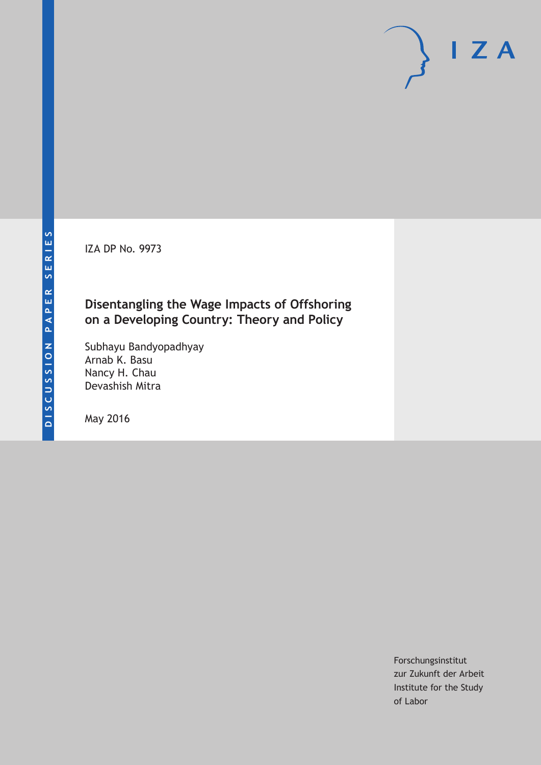DISCUSSION PAPER SERIES

IZA

IZA DP No. 9973

# Disentangling the Wage Impacts of Offshoring on a Developing Country: Theory and Policy

Subhayu Bandyopadhyay
Arnab K. Basu
Nancy H. Chau
Devashish Mitra

May 2016

Forschungsinstitut
zur Zukunft der Arbeit
Institute for the Study
of Labor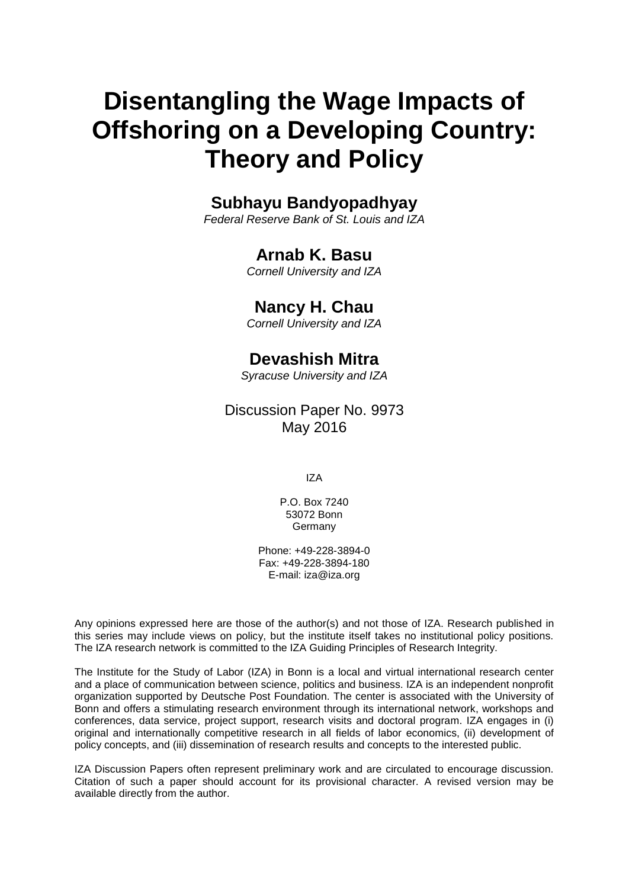# Disentangling the Wage Impacts of Offshoring on a Developing Country: Theory and Policy

**Subhayu Bandyopadhyay**
*Federal Reserve Bank of St. Louis and IZA*

**Arnab K. Basu**
*Cornell University and IZA*

**Nancy H. Chau**
*Cornell University and IZA*

**Devashish Mitra**
*Syracuse University and IZA*

Discussion Paper No. 9973
May 2016

IZA

P.O. Box 7240
53072 Bonn
Germany

Phone: +49-228-3894-0
Fax: +49-228-3894-180
E-mail: iza@iza.org

Any opinions expressed here are those of the author(s) and not those of IZA. Research published in this series may include views on policy, but the institute itself takes no institutional policy positions. The IZA research network is committed to the IZA Guiding Principles of Research Integrity.

The Institute for the Study of Labor (IZA) in Bonn is a local and virtual international research center and a place of communication between science, politics and business. IZA is an independent nonprofit organization supported by Deutsche Post Foundation. The center is associated with the University of Bonn and offers a stimulating research environment through its international network, workshops and conferences, data service, project support, research visits and doctoral program. IZA engages in (i) original and internationally competitive research in all fields of labor economics, (ii) development of policy concepts, and (iii) dissemination of research results and concepts to the interested public.

IZA Discussion Papers often represent preliminary work and are circulated to encourage discussion. Citation of such a paper should account for its provisional character. A revised version may be available directly from the author.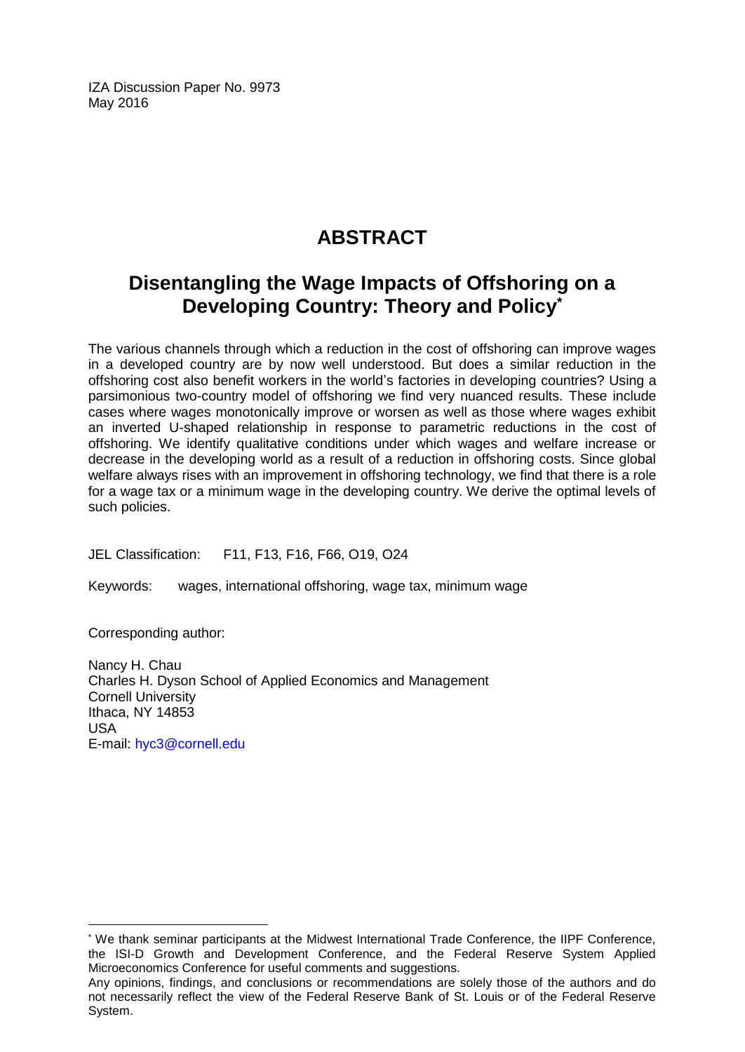IZA Discussion Paper No. 9973
May 2016

# ABSTRACT

## Disentangling the Wage Impacts of Offshoring on a Developing Country: Theory and Policy*

The various channels through which a reduction in the cost of offshoring can improve wages in a developed country are by now well understood. But does a similar reduction in the offshoring cost also benefit workers in the world's factories in developing countries? Using a parsimonious two-country model of offshoring we find very nuanced results. These include cases where wages monotonically improve or worsen as well as those where wages exhibit an inverted U-shaped relationship in response to parametric reductions in the cost of offshoring. We identify qualitative conditions under which wages and welfare increase or decrease in the developing world as a result of a reduction in offshoring costs. Since global welfare always rises with an improvement in offshoring technology, we find that there is a role for a wage tax or a minimum wage in the developing country. We derive the optimal levels of such policies.

JEL Classification: F11, F13, F16, F66, O19, O24

Keywords: wages, international offshoring, wage tax, minimum wage

Corresponding author:

Nancy H. Chau
Charles H. Dyson School of Applied Economics and Management
Cornell University
Ithaca, NY 14853
USA
E-mail: hyc3@cornell.edu

---

* We thank seminar participants at the Midwest International Trade Conference, the IIPF Conference, the ISI-D Growth and Development Conference, and the Federal Reserve System Applied Microeconomics Conference for useful comments and suggestions.

Any opinions, findings, and conclusions or recommendations are solely those of the authors and do not necessarily reflect the view of the Federal Reserve Bank of St. Louis or of the Federal Reserve System.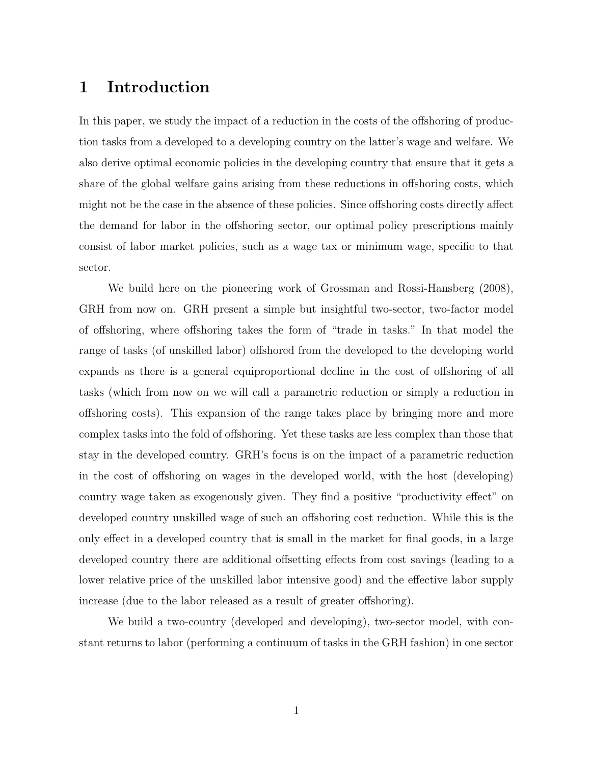# 1 Introduction

In this paper, we study the impact of a reduction in the costs of the offshoring of production tasks from a developed to a developing country on the latter's wage and welfare. We also derive optimal economic policies in the developing country that ensure that it gets a share of the global welfare gains arising from these reductions in offshoring costs, which might not be the case in the absence of these policies. Since offshoring costs directly affect the demand for labor in the offshoring sector, our optimal policy prescriptions mainly consist of labor market policies, such as a wage tax or minimum wage, specific to that sector.

We build here on the pioneering work of Grossman and Rossi-Hansberg (2008), GRH from now on. GRH present a simple but insightful two-sector, two-factor model of offshoring, where offshoring takes the form of "trade in tasks." In that model the range of tasks (of unskilled labor) offshored from the developed to the developing world expands as there is a general equiproportional decline in the cost of offshoring of all tasks (which from now on we will call a parametric reduction or simply a reduction in offshoring costs). This expansion of the range takes place by bringing more and more complex tasks into the fold of offshoring. Yet these tasks are less complex than those that stay in the developed country. GRH's focus is on the impact of a parametric reduction in the cost of offshoring on wages in the developed world, with the host (developing) country wage taken as exogenously given. They find a positive "productivity effect" on developed country unskilled wage of such an offshoring cost reduction. While this is the only effect in a developed country that is small in the market for final goods, in a large developed country there are additional offsetting effects from cost savings (leading to a lower relative price of the unskilled labor intensive good) and the effective labor supply increase (due to the labor released as a result of greater offshoring).

We build a two-country (developed and developing), two-sector model, with constant returns to labor (performing a continuum of tasks in the GRH fashion) in one sector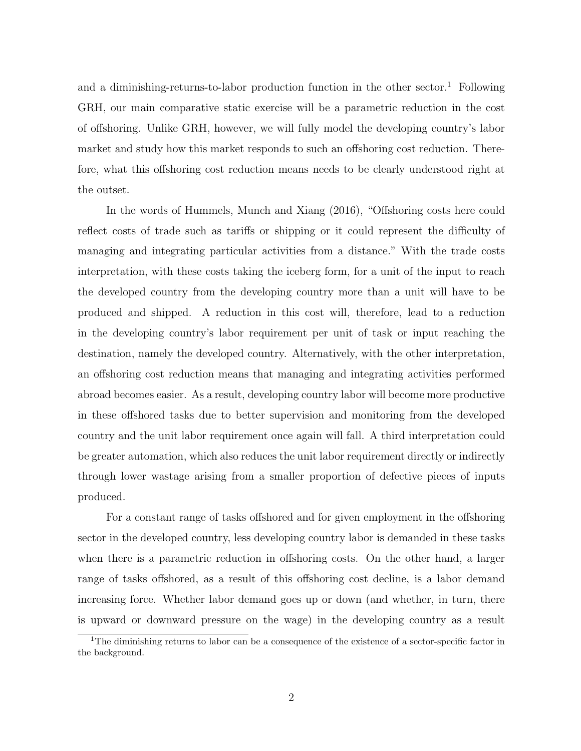and a diminishing-returns-to-labor production function in the other sector.[1] Following GRH, our main comparative static exercise will be a parametric reduction in the cost of offshoring. Unlike GRH, however, we will fully model the developing country's labor market and study how this market responds to such an offshoring cost reduction. Therefore, what this offshoring cost reduction means needs to be clearly understood right at the outset.

In the words of Hummels, Munch and Xiang (2016), "Offshoring costs here could reflect costs of trade such as tariffs or shipping or it could represent the difficulty of managing and integrating particular activities from a distance." With the trade costs interpretation, with these costs taking the iceberg form, for a unit of the input to reach the developed country from the developing country more than a unit will have to be produced and shipped. A reduction in this cost will, therefore, lead to a reduction in the developing country's labor requirement per unit of task or input reaching the destination, namely the developed country. Alternatively, with the other interpretation, an offshoring cost reduction means that managing and integrating activities performed abroad becomes easier. As a result, developing country labor will become more productive in these offshored tasks due to better supervision and monitoring from the developed country and the unit labor requirement once again will fall. A third interpretation could be greater automation, which also reduces the unit labor requirement directly or indirectly through lower wastage arising from a smaller proportion of defective pieces of inputs produced.

For a constant range of tasks offshored and for given employment in the offshoring sector in the developed country, less developing country labor is demanded in these tasks when there is a parametric reduction in offshoring costs. On the other hand, a larger range of tasks offshored, as a result of this offshoring cost decline, is a labor demand increasing force. Whether labor demand goes up or down (and whether, in turn, there is upward or downward pressure on the wage) in the developing country as a result

[1] The diminishing returns to labor can be a consequence of the existence of a sector-specific factor in the background.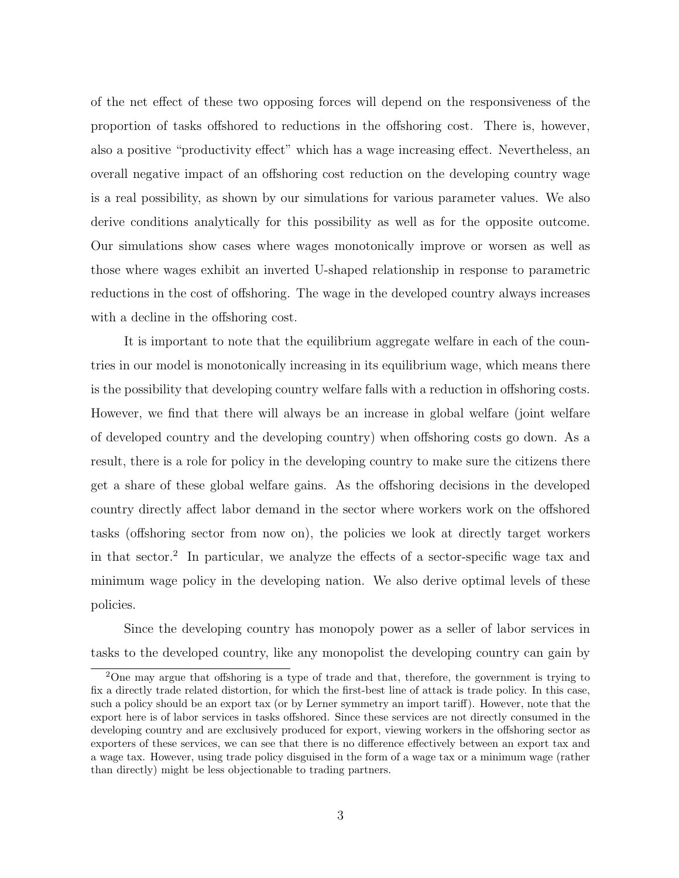of the net effect of these two opposing forces will depend on the responsiveness of the proportion of tasks offshored to reductions in the offshoring cost. There is, however, also a positive "productivity effect" which has a wage increasing effect. Nevertheless, an overall negative impact of an offshoring cost reduction on the developing country wage is a real possibility, as shown by our simulations for various parameter values. We also derive conditions analytically for this possibility as well as for the opposite outcome. Our simulations show cases where wages monotonically improve or worsen as well as those where wages exhibit an inverted U-shaped relationship in response to parametric reductions in the cost of offshoring. The wage in the developed country always increases with a decline in the offshoring cost.

It is important to note that the equilibrium aggregate welfare in each of the countries in our model is monotonically increasing in its equilibrium wage, which means there is the possibility that developing country welfare falls with a reduction in offshoring costs. However, we find that there will always be an increase in global welfare (joint welfare of developed country and the developing country) when offshoring costs go down. As a result, there is a role for policy in the developing country to make sure the citizens there get a share of these global welfare gains. As the offshoring decisions in the developed country directly affect labor demand in the sector where workers work on the offshored tasks (offshoring sector from now on), the policies we look at directly target workers in that sector.[2] In particular, we analyze the effects of a sector-specific wage tax and minimum wage policy in the developing nation. We also derive optimal levels of these policies.

Since the developing country has monopoly power as a seller of labor services in tasks to the developed country, like any monopolist the developing country can gain by

[2] One may argue that offshoring is a type of trade and that, therefore, the government is trying to fix a directly trade related distortion, for which the first-best line of attack is trade policy. In this case, such a policy should be an export tax (or by Lerner symmetry an import tariff). However, note that the export here is of labor services in tasks offshored. Since these services are not directly consumed in the developing country and are exclusively produced for export, viewing workers in the offshoring sector as exporters of these services, we can see that there is no difference effectively between an export tax and a wage tax. However, using trade policy disguised in the form of a wage tax or a minimum wage (rather than directly) might be less objectionable to trading partners.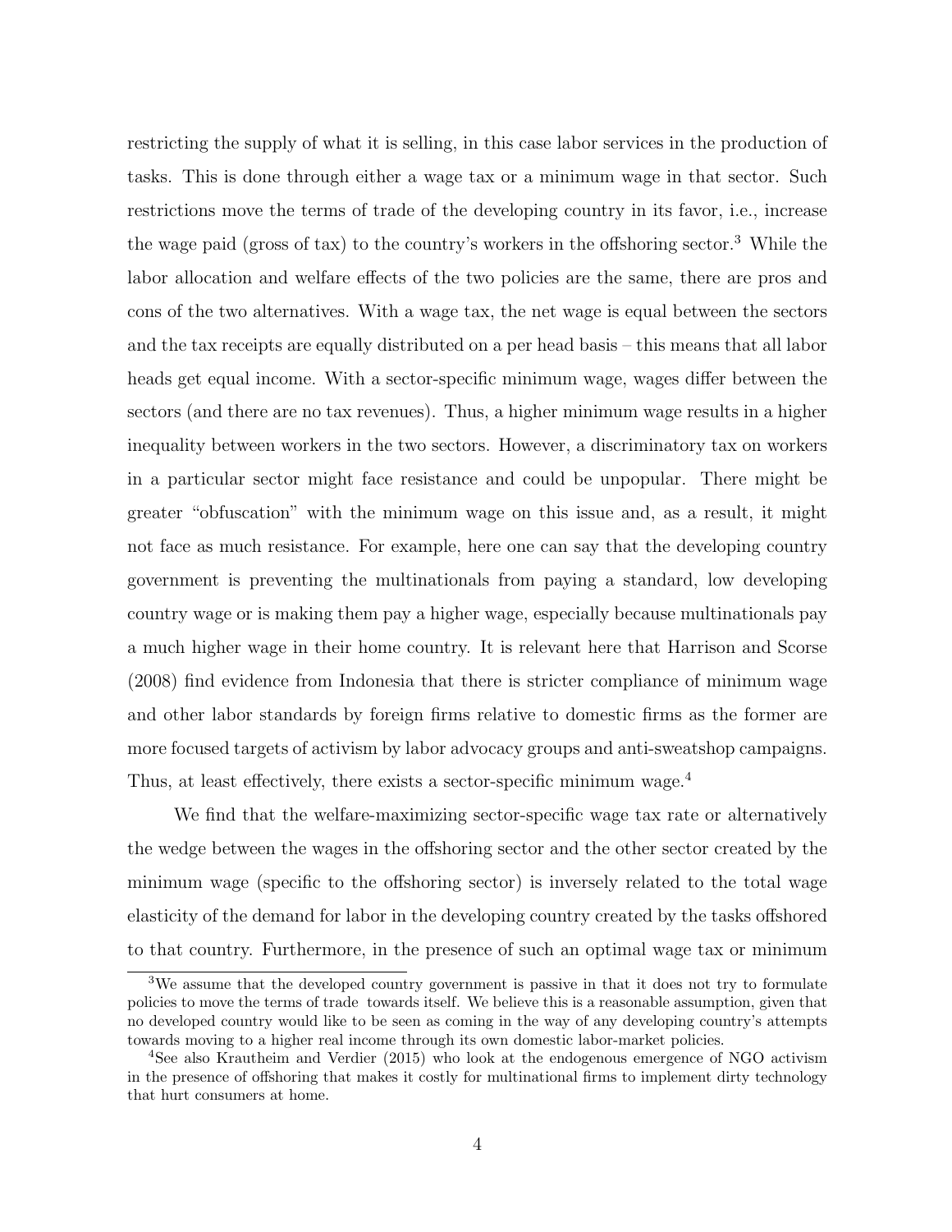restricting the supply of what it is selling, in this case labor services in the production of tasks. This is done through either a wage tax or a minimum wage in that sector. Such restrictions move the terms of trade of the developing country in its favor, i.e., increase the wage paid (gross of tax) to the country's workers in the offshoring sector.[3] While the labor allocation and welfare effects of the two policies are the same, there are pros and cons of the two alternatives. With a wage tax, the net wage is equal between the sectors and the tax receipts are equally distributed on a per head basis – this means that all labor heads get equal income. With a sector-specific minimum wage, wages differ between the sectors (and there are no tax revenues). Thus, a higher minimum wage results in a higher inequality between workers in the two sectors. However, a discriminatory tax on workers in a particular sector might face resistance and could be unpopular. There might be greater "obfuscation" with the minimum wage on this issue and, as a result, it might not face as much resistance. For example, here one can say that the developing country government is preventing the multinationals from paying a standard, low developing country wage or is making them pay a higher wage, especially because multinationals pay a much higher wage in their home country. It is relevant here that Harrison and Scorse (2008) find evidence from Indonesia that there is stricter compliance of minimum wage and other labor standards by foreign firms relative to domestic firms as the former are more focused targets of activism by labor advocacy groups and anti-sweatshop campaigns. Thus, at least effectively, there exists a sector-specific minimum wage.[4]

We find that the welfare-maximizing sector-specific wage tax rate or alternatively the wedge between the wages in the offshoring sector and the other sector created by the minimum wage (specific to the offshoring sector) is inversely related to the total wage elasticity of the demand for labor in the developing country created by the tasks offshored to that country. Furthermore, in the presence of such an optimal wage tax or minimum

[3] We assume that the developed country government is passive in that it does not try to formulate policies to move the terms of trade towards itself. We believe this is a reasonable assumption, given that no developed country would like to be seen as coming in the way of any developing country's attempts towards moving to a higher real income through its own domestic labor-market policies.

[4] See also Krautheim and Verdier (2015) who look at the endogenous emergence of NGO activism in the presence of offshoring that makes it costly for multinational firms to implement dirty technology that hurt consumers at home.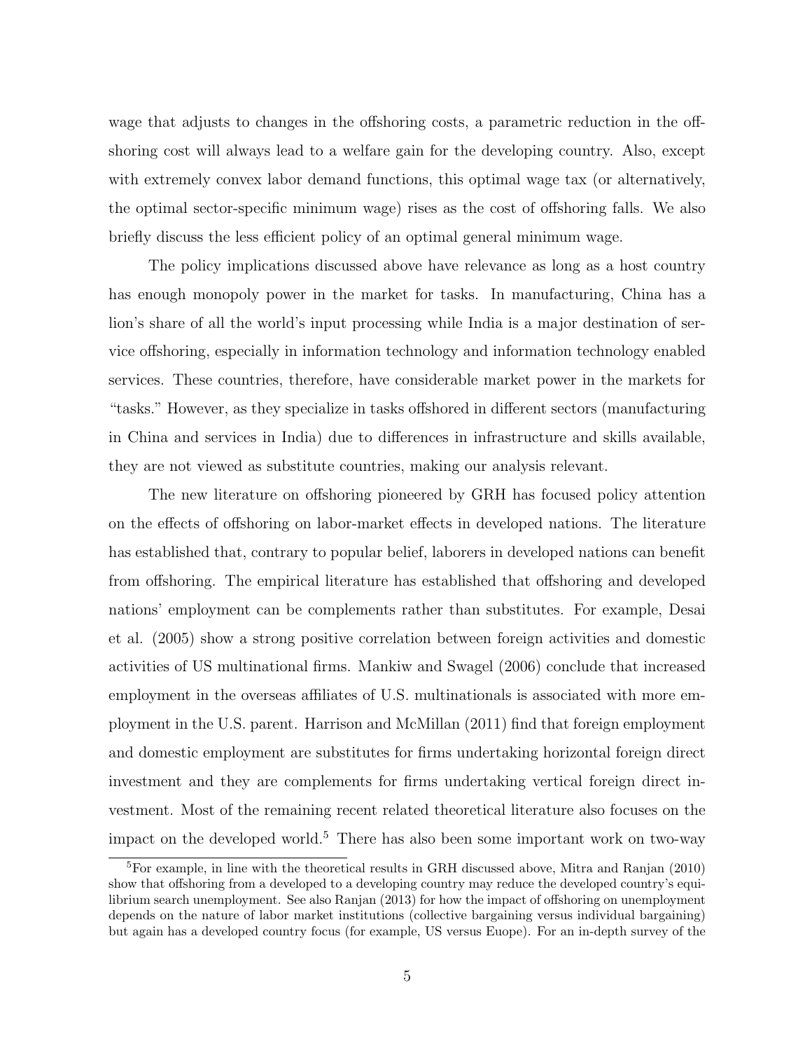wage that adjusts to changes in the offshoring costs, a parametric reduction in the offshoring cost will always lead to a welfare gain for the developing country. Also, except with extremely convex labor demand functions, this optimal wage tax (or alternatively, the optimal sector-specific minimum wage) rises as the cost of offshoring falls. We also briefly discuss the less efficient policy of an optimal general minimum wage.

The policy implications discussed above have relevance as long as a host country has enough monopoly power in the market for tasks. In manufacturing, China has a lion's share of all the world's input processing while India is a major destination of service offshoring, especially in information technology and information technology enabled services. These countries, therefore, have considerable market power in the markets for "tasks." However, as they specialize in tasks offshored in different sectors (manufacturing in China and services in India) due to differences in infrastructure and skills available, they are not viewed as substitute countries, making our analysis relevant.

The new literature on offshoring pioneered by GRH has focused policy attention on the effects of offshoring on labor-market effects in developed nations. The literature has established that, contrary to popular belief, laborers in developed nations can benefit from offshoring. The empirical literature has established that offshoring and developed nations' employment can be complements rather than substitutes. For example, Desai et al. (2005) show a strong positive correlation between foreign activities and domestic activities of US multinational firms. Mankiw and Swagel (2006) conclude that increased employment in the overseas affiliates of U.S. multinationals is associated with more employment in the U.S. parent. Harrison and McMillan (2011) find that foreign employment and domestic employment are substitutes for firms undertaking horizontal foreign direct investment and they are complements for firms undertaking vertical foreign direct investment. Most of the remaining recent related theoretical literature also focuses on the impact on the developed world.[5] There has also been some important work on two-way

[5]For example, in line with the theoretical results in GRH discussed above, Mitra and Ranjan (2010) show that offshoring from a developed to a developing country may reduce the developed country's equilibrium search unemployment. See also Ranjan (2013) for how the impact of offshoring on unemployment depends on the nature of labor market institutions (collective bargaining versus individual bargaining) but again has a developed country focus (for example, US versus Euope). For an in-depth survey of the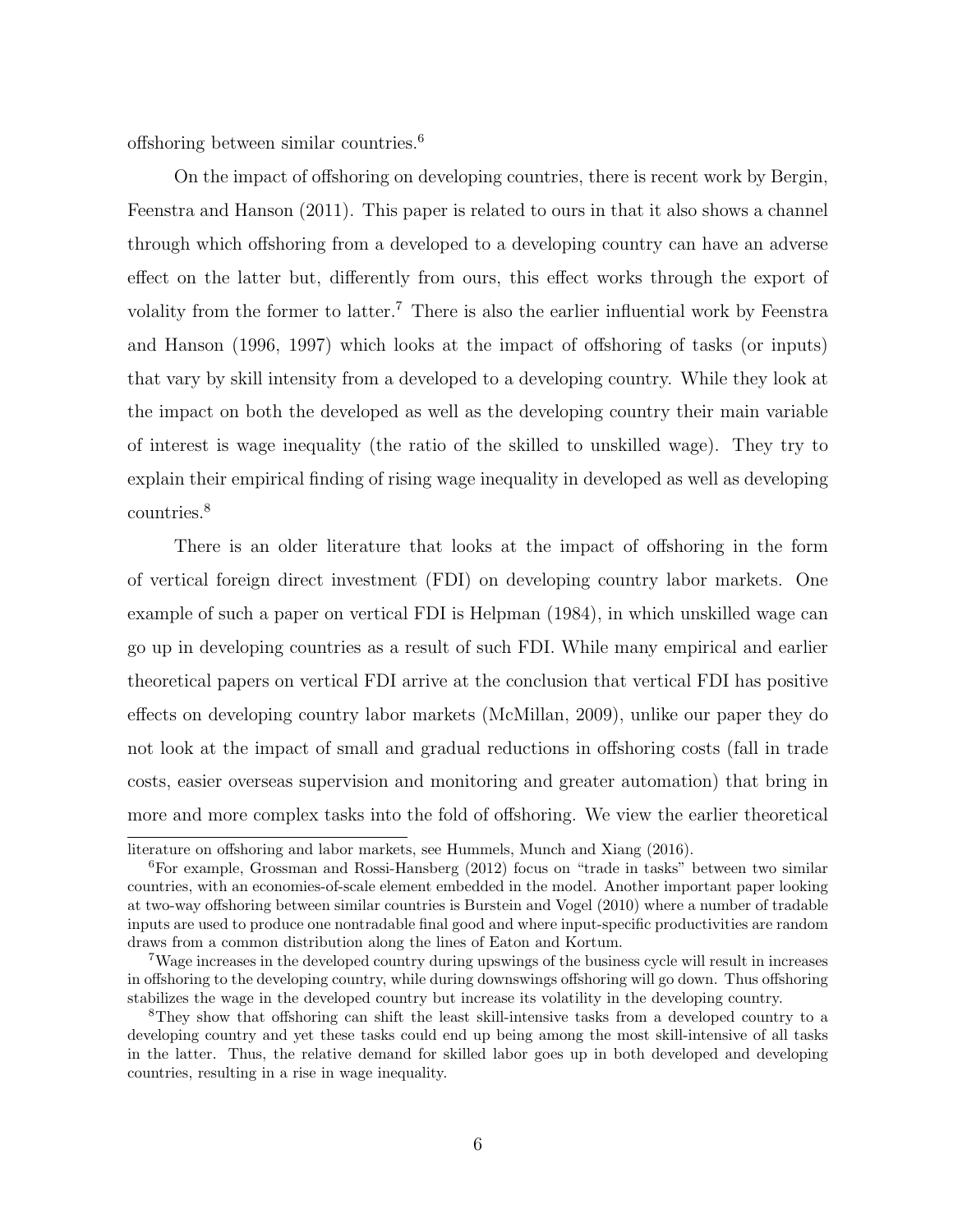offshoring between similar countries.[6]

On the impact of offshoring on developing countries, there is recent work by Bergin, Feenstra and Hanson (2011). This paper is related to ours in that it also shows a channel through which offshoring from a developed to a developing country can have an adverse effect on the latter but, differently from ours, this effect works through the export of volality from the former to latter.[7] There is also the earlier influential work by Feenstra and Hanson (1996, 1997) which looks at the impact of offshoring of tasks (or inputs) that vary by skill intensity from a developed to a developing country. While they look at the impact on both the developed as well as the developing country their main variable of interest is wage inequality (the ratio of the skilled to unskilled wage). They try to explain their empirical finding of rising wage inequality in developed as well as developing countries.[8]

There is an older literature that looks at the impact of offshoring in the form of vertical foreign direct investment (FDI) on developing country labor markets. One example of such a paper on vertical FDI is Helpman (1984), in which unskilled wage can go up in developing countries as a result of such FDI. While many empirical and earlier theoretical papers on vertical FDI arrive at the conclusion that vertical FDI has positive effects on developing country labor markets (McMillan, 2009), unlike our paper they do not look at the impact of small and gradual reductions in offshoring costs (fall in trade costs, easier overseas supervision and monitoring and greater automation) that bring in more and more complex tasks into the fold of offshoring. We view the earlier theoretical

---

literature on offshoring and labor markets, see Hummels, Munch and Xiang (2016).

[6]For example, Grossman and Rossi-Hansberg (2012) focus on "trade in tasks" between two similar countries, with an economies-of-scale element embedded in the model. Another important paper looking at two-way offshoring between similar countries is Burstein and Vogel (2010) where a number of tradable inputs are used to produce one nontradable final good and where input-specific productivities are random draws from a common distribution along the lines of Eaton and Kortum.

[7]Wage increases in the developed country during upswings of the business cycle will result in increases in offshoring to the developing country, while during downswings offshoring will go down. Thus offshoring stabilizes the wage in the developed country but increase its volatility in the developing country.

[8]They show that offshoring can shift the least skill-intensive tasks from a developed country to a developing country and yet these tasks could end up being among the most skill-intensive of all tasks in the latter. Thus, the relative demand for skilled labor goes up in both developed and developing countries, resulting in a rise in wage inequality.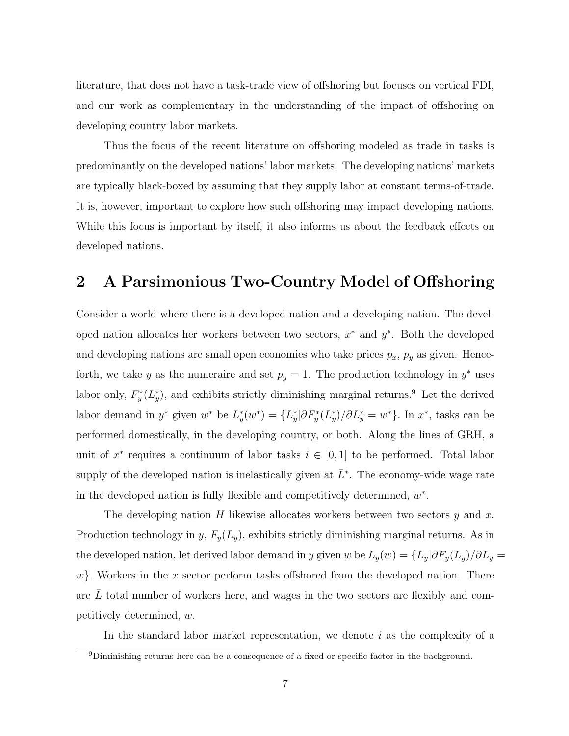literature, that does not have a task-trade view of offshoring but focuses on vertical FDI, and our work as complementary in the understanding of the impact of offshoring on developing country labor markets.

Thus the focus of the recent literature on offshoring modeled as trade in tasks is predominantly on the developed nations' labor markets. The developing nations' markets are typically black-boxed by assuming that they supply labor at constant terms-of-trade. It is, however, important to explore how such offshoring may impact developing nations. While this focus is important by itself, it also informs us about the feedback effects on developed nations.

## 2 A Parsimonious Two-Country Model of Offshoring

Consider a world where there is a developed nation and a developing nation. The developed nation allocates her workers between two sectors, $x^*$ and $y^*$. Both the developed and developing nations are small open economies who take prices $p_x$, $p_y$ as given. Henceforth, we take $y$ as the numeraire and set $p_y = 1$. The production technology in $y^*$ uses labor only, $F_y^*(L_y^*)$, and exhibits strictly diminishing marginal returns.[9] Let the derived labor demand in $y^*$ given $w^*$ be $L_y^*(w^*) = \{L_y^* | \partial F_y^*(L_y^*)/\partial L_y^* = w^*\}$. In $x^*$, tasks can be performed domestically, in the developing country, or both. Along the lines of GRH, a unit of $x^*$ requires a continuum of labor tasks $i \in [0, 1]$ to be performed. Total labor supply of the developed nation is inelastically given at $\bar{L}^*$. The economy-wide wage rate in the developed nation is fully flexible and competitively determined, $w^*$.

The developing nation $H$ likewise allocates workers between two sectors $y$ and $x$. Production technology in $y$, $F_y(L_y)$, exhibits strictly diminishing marginal returns. As in the developed nation, let derived labor demand in $y$ given $w$ be $L_y(w) = \{L_y | \partial F_y(L_y)/\partial L_y = w\}$. Workers in the $x$ sector perform tasks offshored from the developed nation. There are $\bar{L}$ total number of workers here, and wages in the two sectors are flexibly and competitively determined, $w$.

In the standard labor market representation, we denote $i$ as the complexity of a

[9] Diminishing returns here can be a consequence of a fixed or specific factor in the background.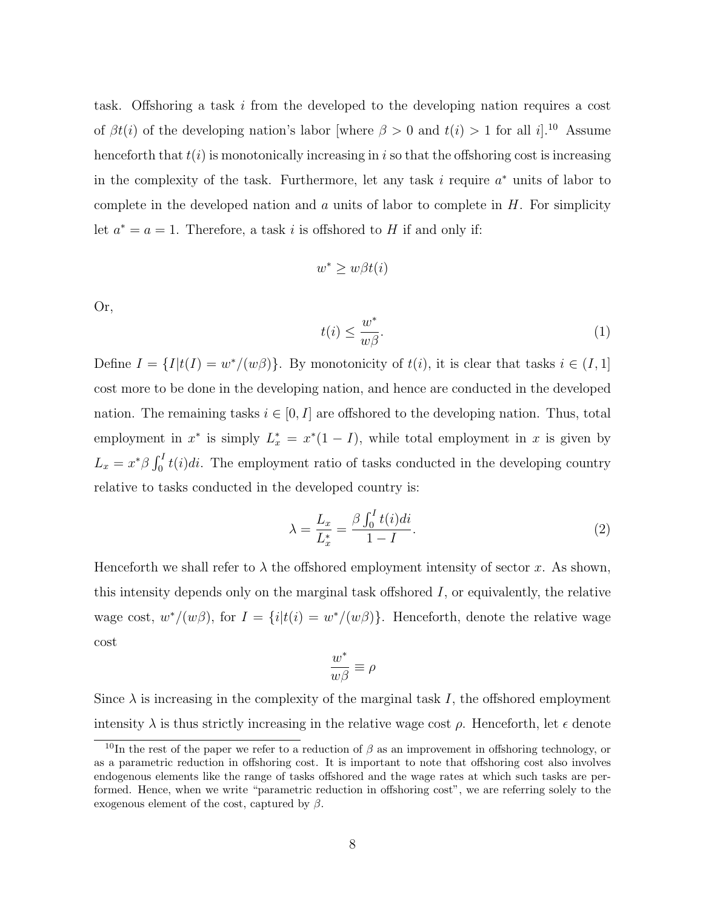task. Offshoring a task $i$ from the developed to the developing nation requires a cost of $\beta t(i)$ of the developing nation's labor [where $\beta > 0$ and $t(i) > 1$ for all $i$].[10] Assume henceforth that $t(i)$ is monotonically increasing in $i$ so that the offshoring cost is increasing in the complexity of the task. Furthermore, let any task $i$ require $a^*$ units of labor to complete in the developed nation and $a$ units of labor to complete in $H$. For simplicity let $a^* = a = 1$. Therefore, a task $i$ is offshored to $H$ if and only if:

$$w^* \geq w\beta t(i)$$

Or,

$$t(i) \leq \frac{w^*}{w\beta}. \tag{1}$$

Define $I = \{I|t(I) = w^*/(w\beta)\}$. By monotonicity of $t(i)$, it is clear that tasks $i \in (I, 1]$ cost more to be done in the developing nation, and hence are conducted in the developed nation. The remaining tasks $i \in [0, I]$ are offshored to the developing nation. Thus, total employment in $x^*$ is simply $L_x^* = x^*(1 - I)$, while total employment in $x$ is given by $L_x = x^*\beta \int_0^I t(i)di$. The employment ratio of tasks conducted in the developing country relative to tasks conducted in the developed country is:

$$\lambda = \frac{L_x}{L_x^*} = \frac{\beta \int_0^I t(i)di}{1 - I}. \tag{2}$$

Henceforth we shall refer to $\lambda$ the offshored employment intensity of sector $x$. As shown, this intensity depends only on the marginal task offshored $I$, or equivalently, the relative wage cost, $w^*/(w\beta)$, for $I = \{i|t(i) = w^*/(w\beta)\}$. Henceforth, denote the relative wage cost

$$\frac{w^*}{w\beta} \equiv \rho$$

Since $\lambda$ is increasing in the complexity of the marginal task $I$, the offshored employment intensity $\lambda$ is thus strictly increasing in the relative wage cost $\rho$. Henceforth, let $\epsilon$ denote

[10] In the rest of the paper we refer to a reduction of $\beta$ as an improvement in offshoring technology, or as a parametric reduction in offshoring cost. It is important to note that offshoring cost also involves endogenous elements like the range of tasks offshored and the wage rates at which such tasks are performed. Hence, when we write "parametric reduction in offshoring cost", we are referring solely to the exogenous element of the cost, captured by $\beta$.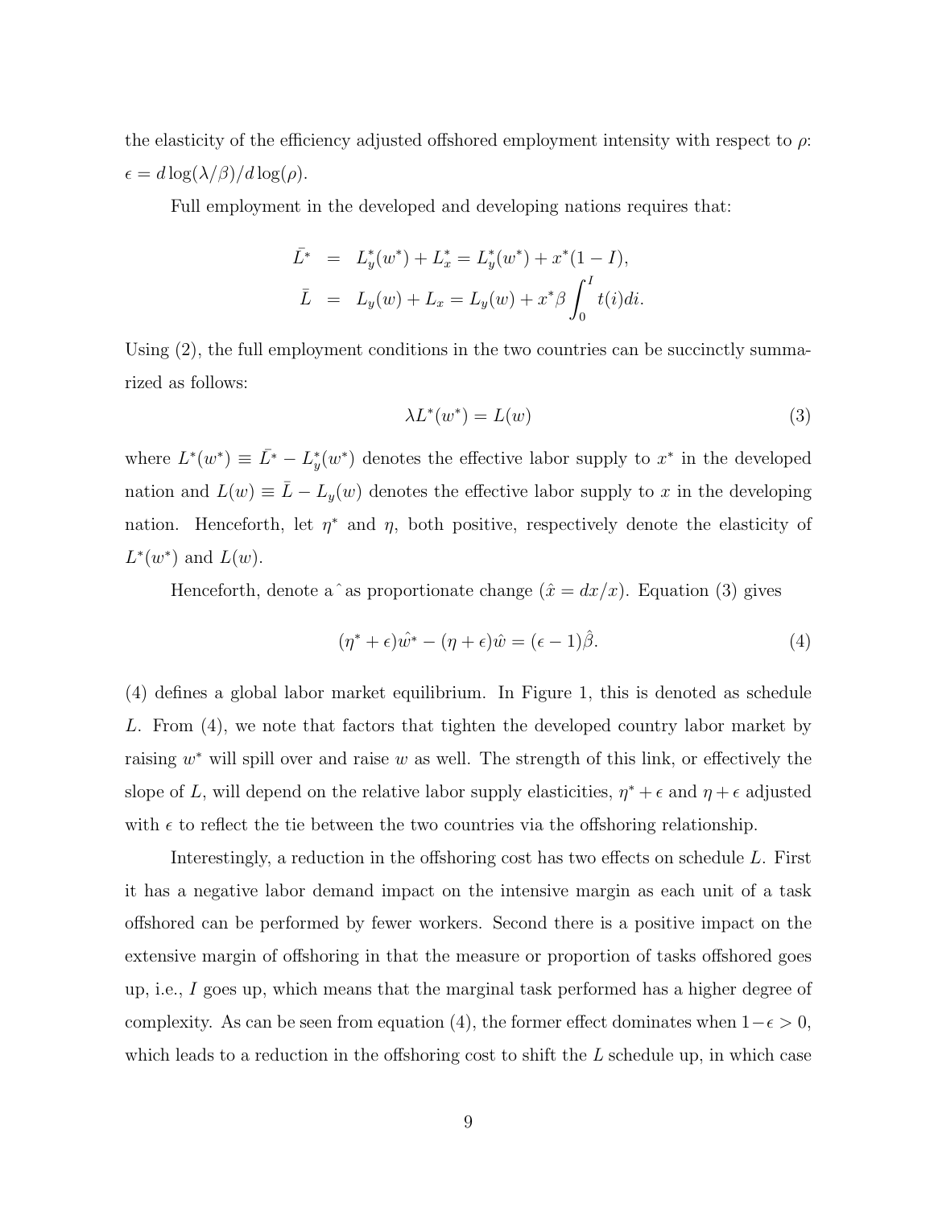the elasticity of the efficiency adjusted offshored employment intensity with respect to $\rho$: $\epsilon = d\log(\lambda/\beta)/d\log(\rho)$.

Full employment in the developed and developing nations requires that:

$$
\begin{aligned}
\bar{L^*} &= L_y^*(w^*) + L_x^* = L_y^*(w^*) + x^*(1 - I), \\
\bar{L} &= L_y(w) + L_x = L_y(w) + x^*\beta \int_0^I t(i)di.
\end{aligned}
$$

Using (2), the full employment conditions in the two countries can be succinctly summarized as follows:

$$
\lambda L^*(w^*) = L(w) \tag{3}
$$

where $L^*(w^*) \equiv \bar{L^*} - L_y^*(w^*)$ denotes the effective labor supply to $x^*$ in the developed nation and $L(w) \equiv \bar{L} - L_y(w)$ denotes the effective labor supply to $x$ in the developing nation. Henceforth, let $\eta^*$ and $\eta$, both positive, respectively denote the elasticity of $L^*(w^*)$ and $L(w)$.

Henceforth, denote a $\hat{}$ as proportionate change ($\hat{x} = dx/x$). Equation (3) gives

$$
(\eta^* + \epsilon)\hat{w^*} - (\eta + \epsilon)\hat{w} = (\epsilon - 1)\hat{\beta}. \tag{4}
$$

(4) defines a global labor market equilibrium. In Figure 1, this is denoted as schedule $L$. From (4), we note that factors that tighten the developed country labor market by raising $w^*$ will spill over and raise $w$ as well. The strength of this link, or effectively the slope of $L$, will depend on the relative labor supply elasticities, $\eta^* + \epsilon$ and $\eta + \epsilon$ adjusted with $\epsilon$ to reflect the tie between the two countries via the offshoring relationship.

Interestingly, a reduction in the offshoring cost has two effects on schedule $L$. First it has a negative labor demand impact on the intensive margin as each unit of a task offshored can be performed by fewer workers. Second there is a positive impact on the extensive margin of offshoring in that the measure or proportion of tasks offshored goes up, i.e., $I$ goes up, which means that the marginal task performed has a higher degree of complexity. As can be seen from equation (4), the former effect dominates when $1 - \epsilon > 0$, which leads to a reduction in the offshoring cost to shift the $L$ schedule up, in which case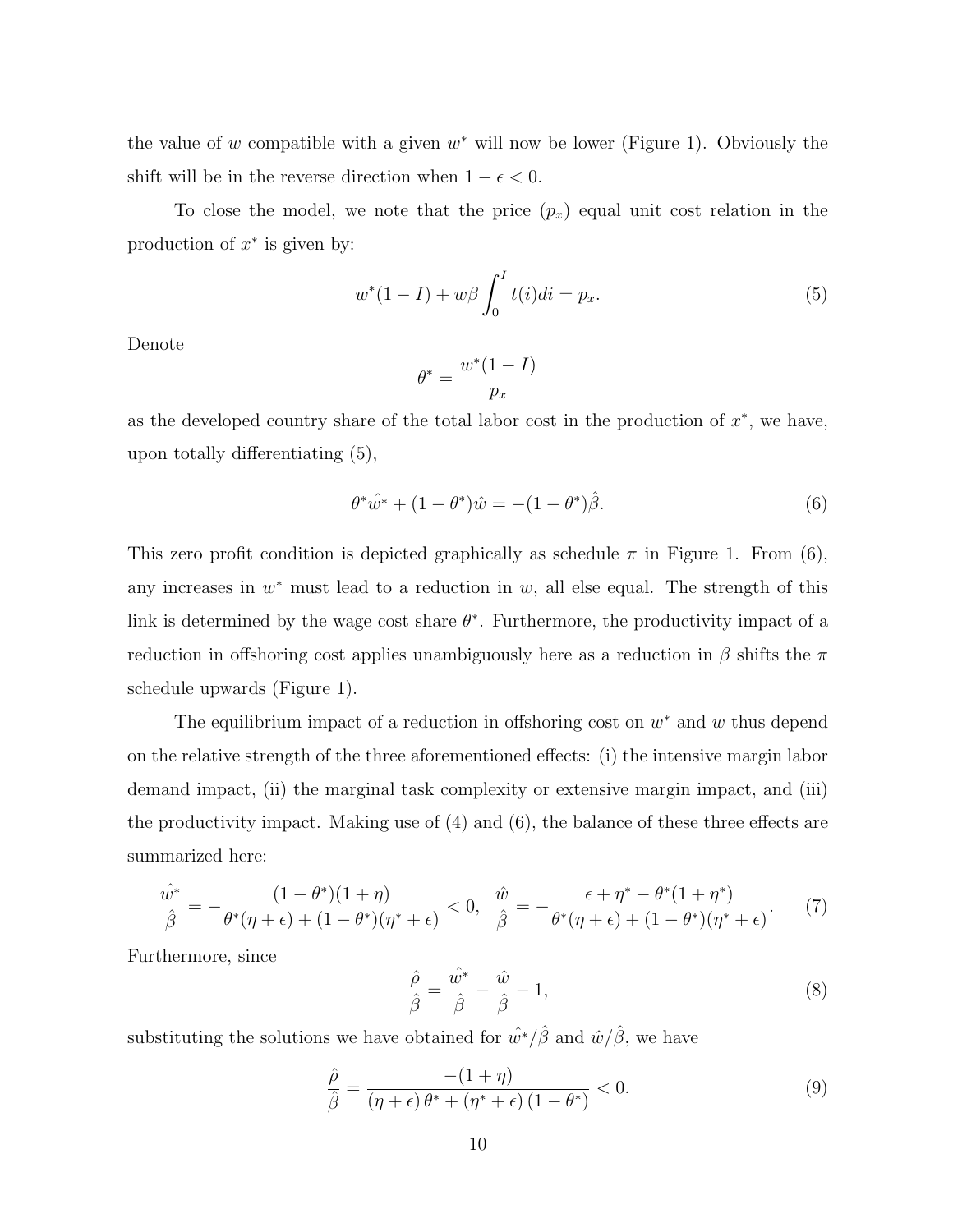the value of $w$ compatible with a given $w^*$ will now be lower (Figure 1). Obviously the shift will be in the reverse direction when $1 - \epsilon < 0$.

To close the model, we note that the price ($p_x$) equal unit cost relation in the production of $x^*$ is given by:

$$w^*(1 - I) + w\beta \int_0^I t(i)di = p_x. \tag{5}$$

Denote

$$\theta^* = \frac{w^*(1 - I)}{p_x}$$

as the developed country share of the total labor cost in the production of $x^*$, we have, upon totally differentiating (5),

$$\theta^* \hat{w^*} + (1 - \theta^*)\hat{w} = -(1 - \theta^*)\hat{\beta}. \tag{6}$$

This zero profit condition is depicted graphically as schedule $\pi$ in Figure 1. From (6), any increases in $w^*$ must lead to a reduction in $w$, all else equal. The strength of this link is determined by the wage cost share $\theta^*$. Furthermore, the productivity impact of a reduction in offshoring cost applies unambiguously here as a reduction in $\beta$ shifts the $\pi$ schedule upwards (Figure 1).

The equilibrium impact of a reduction in offshoring cost on $w^*$ and $w$ thus depend on the relative strength of the three aforementioned effects: (i) the intensive margin labor demand impact, (ii) the marginal task complexity or extensive margin impact, and (iii) the productivity impact. Making use of (4) and (6), the balance of these three effects are summarized here:

$$\frac{\hat{w^*}}{\hat{\beta}} = -\frac{(1 - \theta^*)(1 + \eta)}{\theta^*(\eta + \epsilon) + (1 - \theta^*)(\eta^* + \epsilon)} < 0, \quad \frac{\hat{w}}{\hat{\beta}} = -\frac{\epsilon + \eta^* - \theta^*(1 + \eta^*)}{\theta^*(\eta + \epsilon) + (1 - \theta^*)(\eta^* + \epsilon)}. \tag{7}$$

Furthermore, since

$$\frac{\hat{\rho}}{\hat{\beta}} = \frac{\hat{w^*}}{\hat{\beta}} - \frac{\hat{w}}{\hat{\beta}} - 1, \tag{8}$$

substituting the solutions we have obtained for $\hat{w^*}/\hat{\beta}$ and $\hat{w}/\hat{\beta}$, we have

$$\frac{\hat{\rho}}{\hat{\beta}} = \frac{-(1 + \eta)}{(\eta + \epsilon)\,\theta^* + (\eta^* + \epsilon)\,(1 - \theta^*)} < 0. \tag{9}$$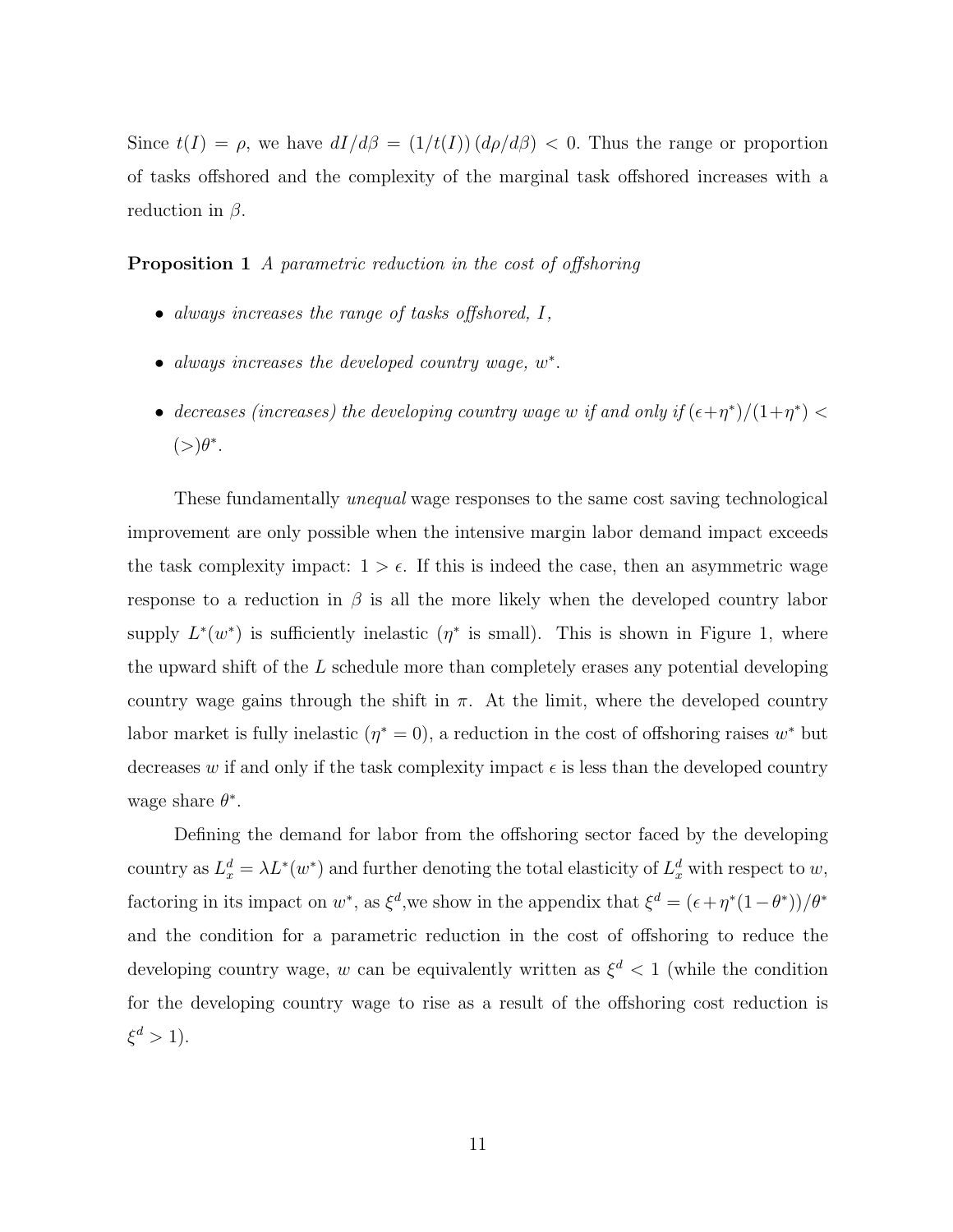Since $t(I) = \rho$, we have $dI/d\beta = (1/t(I))\,(d\rho/d\beta) < 0$. Thus the range or proportion of tasks offshored and the complexity of the marginal task offshored increases with a reduction in $\beta$.

**Proposition 1** *A parametric reduction in the cost of offshoring*

- *always increases the range of tasks offshored, $I$,*
- *always increases the developed country wage, $w^*$.*
- *decreases (increases) the developing country wage $w$ if and only if $(\epsilon+\eta^*)/(1+\eta^*) < (>)\theta^*$.*

These fundamentally *unequal* wage responses to the same cost saving technological improvement are only possible when the intensive margin labor demand impact exceeds the task complexity impact: $1 > \epsilon$. If this is indeed the case, then an asymmetric wage response to a reduction in $\beta$ is all the more likely when the developed country labor supply $L^*(w^*)$ is sufficiently inelastic ($\eta^*$ is small). This is shown in Figure 1, where the upward shift of the $L$ schedule more than completely erases any potential developing country wage gains through the shift in $\pi$. At the limit, where the developed country labor market is fully inelastic ($\eta^* = 0$), a reduction in the cost of offshoring raises $w^*$ but decreases $w$ if and only if the task complexity impact $\epsilon$ is less than the developed country wage share $\theta^*$.

Defining the demand for labor from the offshoring sector faced by the developing country as $L_x^d = \lambda L^*(w^*)$ and further denoting the total elasticity of $L_x^d$ with respect to $w$, factoring in its impact on $w^*$, as $\xi^d$,we show in the appendix that $\xi^d = (\epsilon + \eta^*(1-\theta^*))/\theta^*$ and the condition for a parametric reduction in the cost of offshoring to reduce the developing country wage, $w$ can be equivalently written as $\xi^d < 1$ (while the condition for the developing country wage to rise as a result of the offshoring cost reduction is $\xi^d > 1$).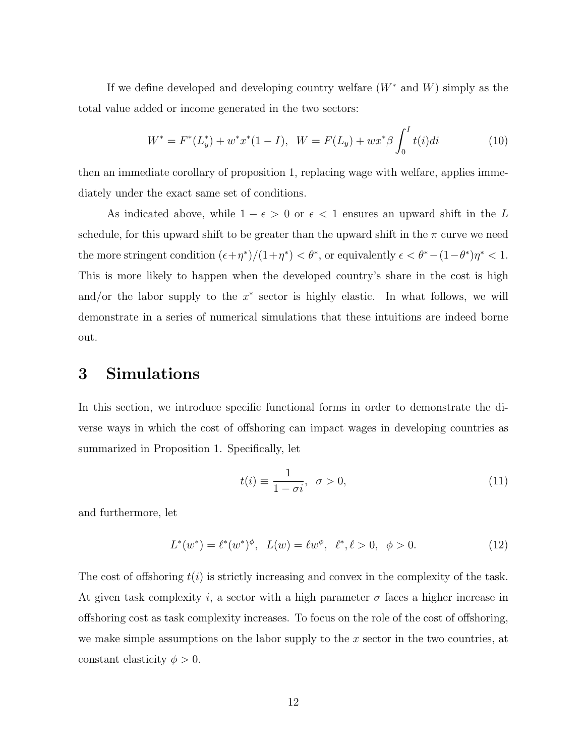If we define developed and developing country welfare ($W^*$ and $W$) simply as the total value added or income generated in the two sectors:

$$W^* = F^*(L_y^*) + w^* x^* (1 - I), \;\; W = F(L_y) + w x^* \beta \int_0^I t(i) di \tag{10}$$

then an immediate corollary of proposition 1, replacing wage with welfare, applies immediately under the exact same set of conditions.

As indicated above, while $1 - \epsilon > 0$ or $\epsilon < 1$ ensures an upward shift in the $L$ schedule, for this upward shift to be greater than the upward shift in the $\pi$ curve we need the more stringent condition $(\epsilon + \eta^*)/(1+\eta^*) < \theta^*$, or equivalently $\epsilon < \theta^* - (1-\theta^*)\eta^* < 1$. This is more likely to happen when the developed country's share in the cost is high and/or the labor supply to the $x^*$ sector is highly elastic. In what follows, we will demonstrate in a series of numerical simulations that these intuitions are indeed borne out.

# 3 Simulations

In this section, we introduce specific functional forms in order to demonstrate the diverse ways in which the cost of offshoring can impact wages in developing countries as summarized in Proposition 1. Specifically, let

$$t(i) \equiv \frac{1}{1 - \sigma i}, \;\; \sigma > 0, \tag{11}$$

and furthermore, let

$$L^*(w^*) = \ell^* (w^*)^\phi, \;\; L(w) = \ell w^\phi, \;\; \ell^*, \ell > 0, \;\; \phi > 0. \tag{12}$$

The cost of offshoring $t(i)$ is strictly increasing and convex in the complexity of the task. At given task complexity $i$, a sector with a high parameter $\sigma$ faces a higher increase in offshoring cost as task complexity increases. To focus on the role of the cost of offshoring, we make simple assumptions on the labor supply to the $x$ sector in the two countries, at constant elasticity $\phi > 0$.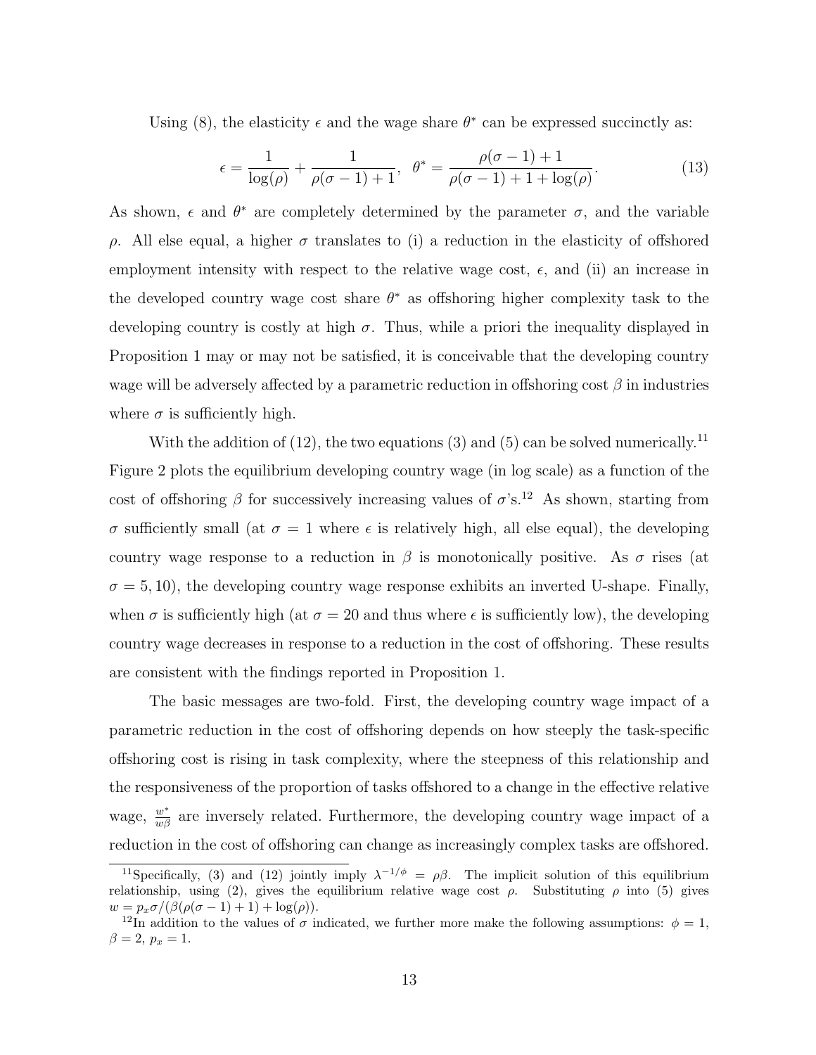Using (8), the elasticity $\epsilon$ and the wage share $\theta^*$ can be expressed succinctly as:

$$\epsilon = \frac{1}{\log(\rho)} + \frac{1}{\rho(\sigma-1)+1}, \quad \theta^* = \frac{\rho(\sigma-1)+1}{\rho(\sigma-1)+1+\log(\rho)}. \tag{13}$$

As shown, $\epsilon$ and $\theta^*$ are completely determined by the parameter $\sigma$, and the variable $\rho$. All else equal, a higher $\sigma$ translates to (i) a reduction in the elasticity of offshored employment intensity with respect to the relative wage cost, $\epsilon$, and (ii) an increase in the developed country wage cost share $\theta^*$ as offshoring higher complexity task to the developing country is costly at high $\sigma$. Thus, while a priori the inequality displayed in Proposition 1 may or may not be satisfied, it is conceivable that the developing country wage will be adversely affected by a parametric reduction in offshoring cost $\beta$ in industries where $\sigma$ is sufficiently high.

With the addition of (12), the two equations (3) and (5) can be solved numerically.[11] Figure 2 plots the equilibrium developing country wage (in log scale) as a function of the cost of offshoring $\beta$ for successively increasing values of $\sigma$'s.[12] As shown, starting from $\sigma$ sufficiently small (at $\sigma = 1$ where $\epsilon$ is relatively high, all else equal), the developing country wage response to a reduction in $\beta$ is monotonically positive. As $\sigma$ rises (at $\sigma = 5, 10$), the developing country wage response exhibits an inverted U-shape. Finally, when $\sigma$ is sufficiently high (at $\sigma = 20$ and thus where $\epsilon$ is sufficiently low), the developing country wage decreases in response to a reduction in the cost of offshoring. These results are consistent with the findings reported in Proposition 1.

The basic messages are two-fold. First, the developing country wage impact of a parametric reduction in the cost of offshoring depends on how steeply the task-specific offshoring cost is rising in task complexity, where the steepness of this relationship and the responsiveness of the proportion of tasks offshored to a change in the effective relative wage, $\frac{w^*}{w\beta}$ are inversely related. Furthermore, the developing country wage impact of a reduction in the cost of offshoring can change as increasingly complex tasks are offshored.

[11] Specifically, (3) and (12) jointly imply $\lambda^{-1/\phi} = \rho\beta$. The implicit solution of this equilibrium relationship, using (2), gives the equilibrium relative wage cost $\rho$. Substituting $\rho$ into (5) gives $w = p_x\sigma/(\beta(\rho(\sigma-1)+1)+\log(\rho))$.

[12] In addition to the values of $\sigma$ indicated, we further more make the following assumptions: $\phi = 1$, $\beta = 2$, $p_x = 1$.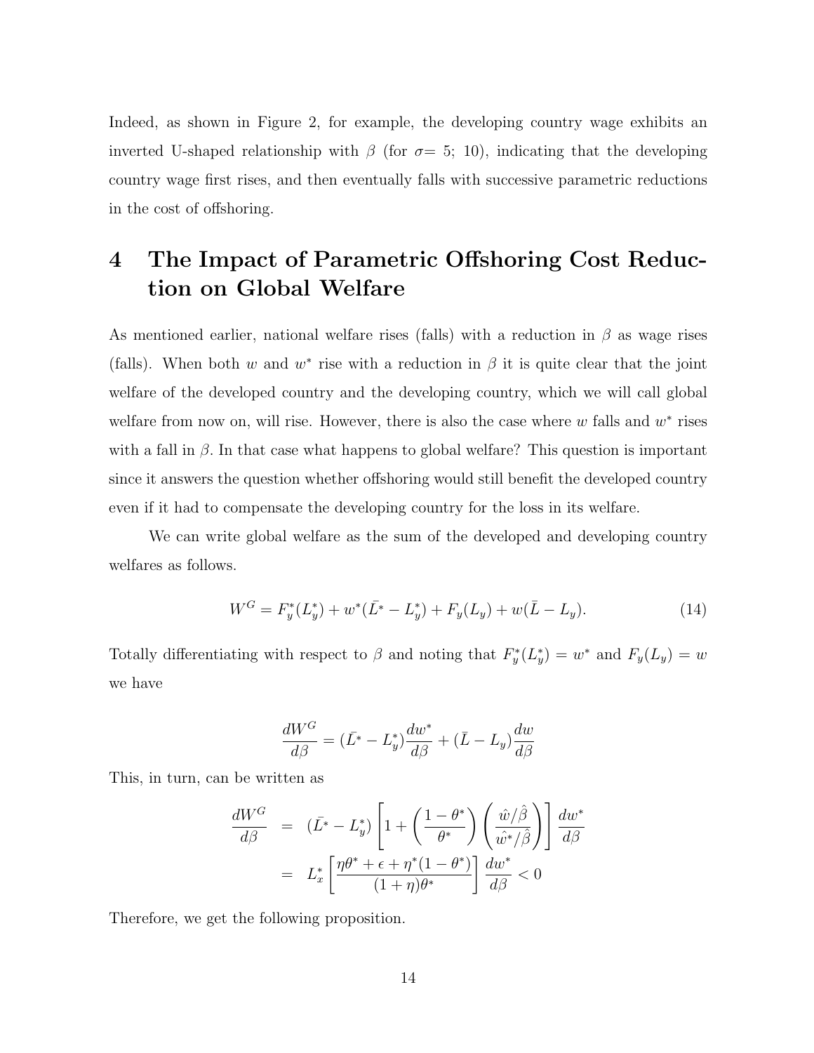Indeed, as shown in Figure 2, for example, the developing country wage exhibits an inverted U-shaped relationship with $\beta$ (for $\sigma$= 5; 10), indicating that the developing country wage first rises, and then eventually falls with successive parametric reductions in the cost of offshoring.

# 4 The Impact of Parametric Offshoring Cost Reduction on Global Welfare

As mentioned earlier, national welfare rises (falls) with a reduction in $\beta$ as wage rises (falls). When both $w$ and $w^*$ rise with a reduction in $\beta$ it is quite clear that the joint welfare of the developed country and the developing country, which we will call global welfare from now on, will rise. However, there is also the case where $w$ falls and $w^*$ rises with a fall in $\beta$. In that case what happens to global welfare? This question is important since it answers the question whether offshoring would still benefit the developed country even if it had to compensate the developing country for the loss in its welfare.

We can write global welfare as the sum of the developed and developing country welfares as follows.

$$W^G = F_y^*(L_y^*) + w^*(\bar{L}^* - L_y^*) + F_y(L_y) + w(\bar{L} - L_y). \tag{14}$$

Totally differentiating with respect to $\beta$ and noting that $F_y^*(L_y^*) = w^*$ and $F_y(L_y) = w$ we have

$$\frac{dW^G}{d\beta} = (\bar{L}^* - L_y^*)\frac{dw^*}{d\beta} + (\bar{L} - L_y)\frac{dw}{d\beta}$$

This, in turn, can be written as

$$\begin{aligned}
\frac{dW^G}{d\beta} &= (\bar{L}^* - L_y^*)\left[1 + \left(\frac{1-\theta^*}{\theta^*}\right)\left(\frac{\hat{w}/\hat{\beta}}{\hat{w^*}/\hat{\beta}}\right)\right]\frac{dw^*}{d\beta} \\
&= L_x^*\left[\frac{\eta\theta^* + \epsilon + \eta^*(1-\theta^*)}{(1+\eta)\theta^*}\right]\frac{dw^*}{d\beta} < 0
\end{aligned}$$

Therefore, we get the following proposition.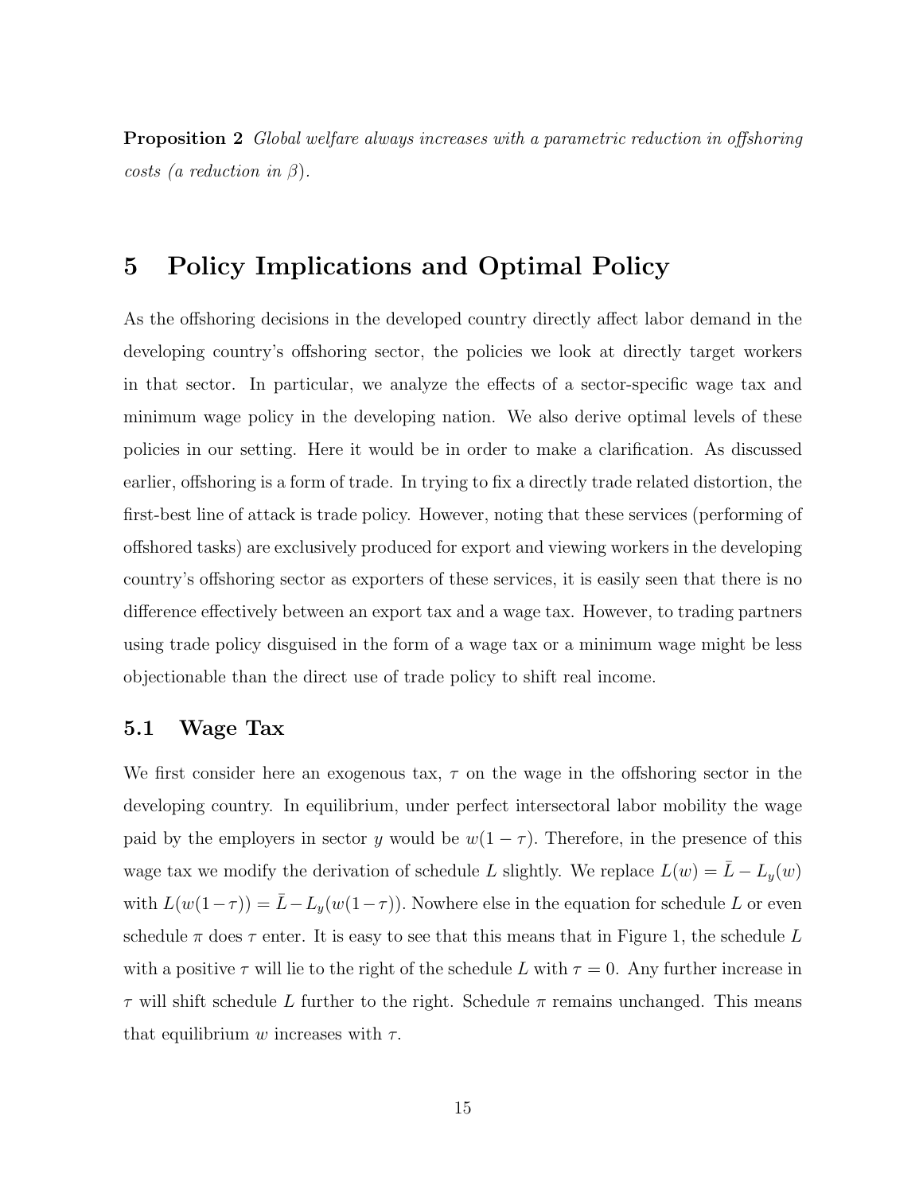**Proposition 2** *Global welfare always increases with a parametric reduction in offshoring costs (a reduction in $\beta$).*

# 5 Policy Implications and Optimal Policy

As the offshoring decisions in the developed country directly affect labor demand in the developing country's offshoring sector, the policies we look at directly target workers in that sector. In particular, we analyze the effects of a sector-specific wage tax and minimum wage policy in the developing nation. We also derive optimal levels of these policies in our setting. Here it would be in order to make a clarification. As discussed earlier, offshoring is a form of trade. In trying to fix a directly trade related distortion, the first-best line of attack is trade policy. However, noting that these services (performing of offshored tasks) are exclusively produced for export and viewing workers in the developing country's offshoring sector as exporters of these services, it is easily seen that there is no difference effectively between an export tax and a wage tax. However, to trading partners using trade policy disguised in the form of a wage tax or a minimum wage might be less objectionable than the direct use of trade policy to shift real income.

## 5.1 Wage Tax

We first consider here an exogenous tax, $\tau$ on the wage in the offshoring sector in the developing country. In equilibrium, under perfect intersectoral labor mobility the wage paid by the employers in sector $y$ would be $w(1-\tau)$. Therefore, in the presence of this wage tax we modify the derivation of schedule $L$ slightly. We replace $L(w) = \bar{L} - L_y(w)$ with $L(w(1-\tau)) = \bar{L} - L_y(w(1-\tau))$. Nowhere else in the equation for schedule $L$ or even schedule $\pi$ does $\tau$ enter. It is easy to see that this means that in Figure 1, the schedule $L$ with a positive $\tau$ will lie to the right of the schedule $L$ with $\tau = 0$. Any further increase in $\tau$ will shift schedule $L$ further to the right. Schedule $\pi$ remains unchanged. This means that equilibrium $w$ increases with $\tau$.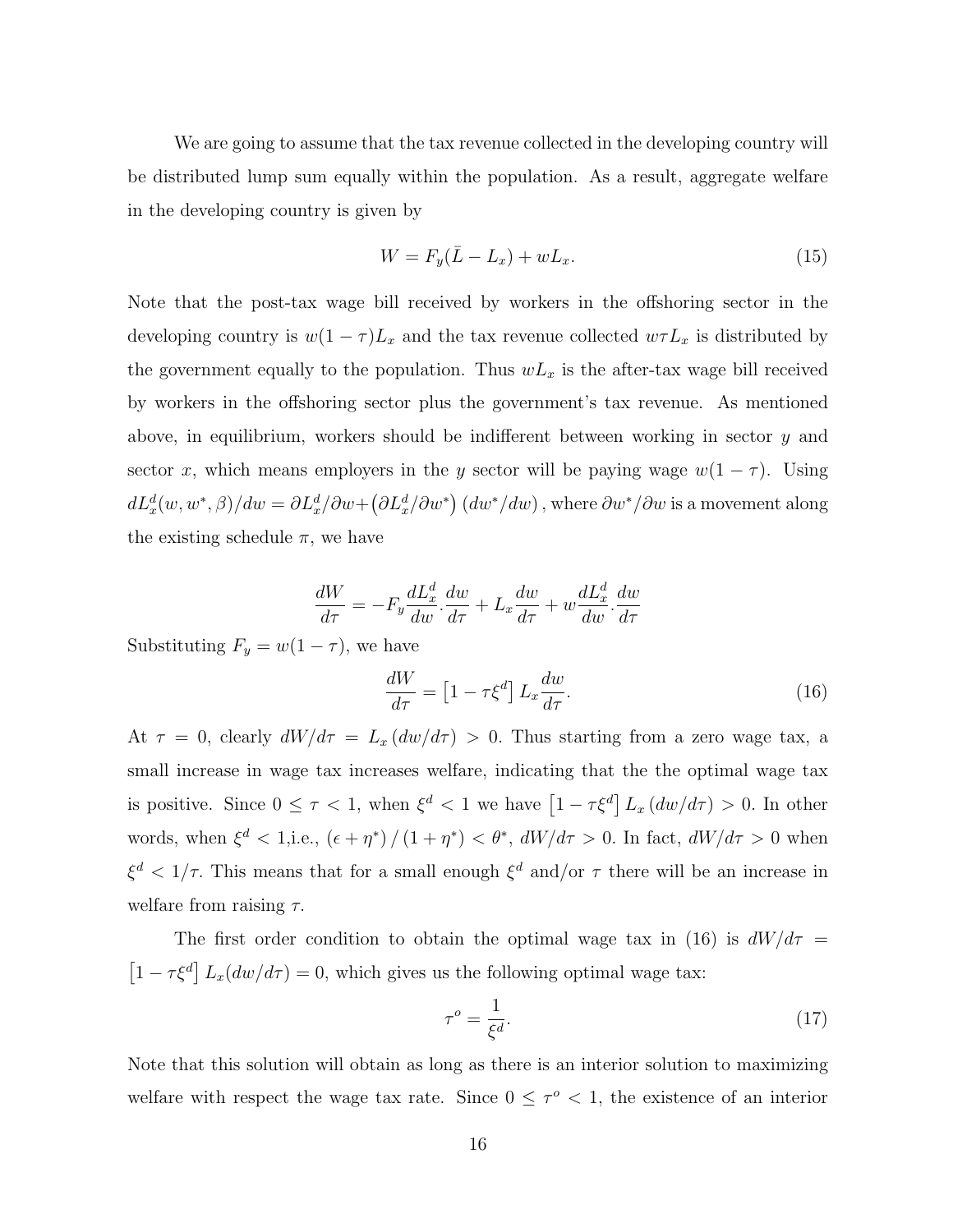We are going to assume that the tax revenue collected in the developing country will be distributed lump sum equally within the population. As a result, aggregate welfare in the developing country is given by

$$W = F_y(\bar{L} - L_x) + wL_x. \tag{15}$$

Note that the post-tax wage bill received by workers in the offshoring sector in the developing country is $w(1-\tau)L_x$ and the tax revenue collected $w\tau L_x$ is distributed by the government equally to the population. Thus $wL_x$ is the after-tax wage bill received by workers in the offshoring sector plus the government's tax revenue. As mentioned above, in equilibrium, workers should be indifferent between working in sector $y$ and sector $x$, which means employers in the $y$ sector will be paying wage $w(1-\tau)$. Using $dL_x^d(w, w^*, \beta)/dw = \partial L_x^d/\partial w + \left(\partial L_x^d/\partial w^*\right)(dw^*/dw)$, where $\partial w^*/\partial w$ is a movement along the existing schedule $\pi$, we have

$$\frac{dW}{d\tau} = -F_y \frac{dL_x^d}{dw} . \frac{dw}{d\tau} + L_x \frac{dw}{d\tau} + w \frac{dL_x^d}{dw} . \frac{dw}{d\tau}$$

Substituting $F_y = w(1-\tau)$, we have

$$\frac{dW}{d\tau} = \left[1 - \tau\xi^d\right] L_x \frac{dw}{d\tau}. \tag{16}$$

At $\tau = 0$, clearly $dW/d\tau = L_x (dw/d\tau) > 0$. Thus starting from a zero wage tax, a small increase in wage tax increases welfare, indicating that the the optimal wage tax is positive. Since $0 \leq \tau < 1$, when $\xi^d < 1$ we have $\left[1 - \tau\xi^d\right] L_x (dw/d\tau) > 0$. In other words, when $\xi^d < 1$,i.e., $(\epsilon + \eta^*) / (1 + \eta^*) < \theta^*$, $dW/d\tau > 0$. In fact, $dW/d\tau > 0$ when $\xi^d < 1/\tau$. This means that for a small enough $\xi^d$ and/or $\tau$ there will be an increase in welfare from raising $\tau$.

The first order condition to obtain the optimal wage tax in (16) is $dW/d\tau = \left[1 - \tau\xi^d\right] L_x(dw/d\tau) = 0$, which gives us the following optimal wage tax:

$$\tau^o = \frac{1}{\xi^d}. \tag{17}$$

Note that this solution will obtain as long as there is an interior solution to maximizing welfare with respect the wage tax rate. Since $0 \leq \tau^o < 1$, the existence of an interior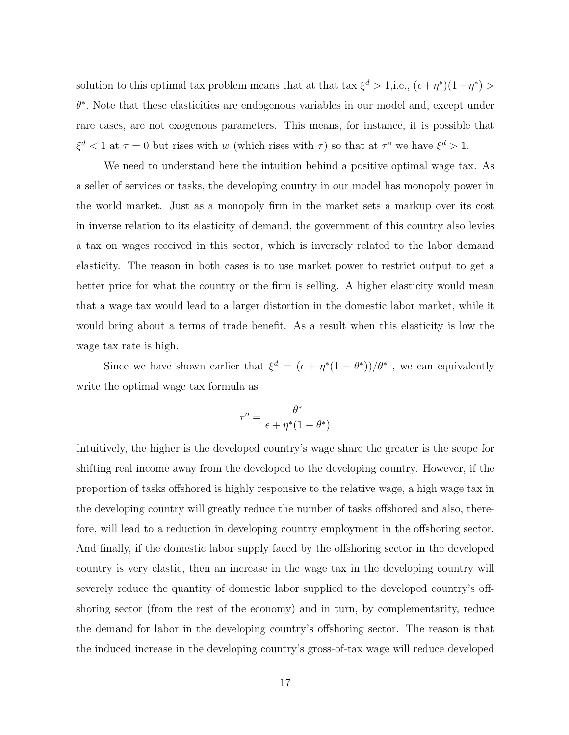solution to this optimal tax problem means that at that tax $\xi^d > 1$,i.e., $(\epsilon + \eta^*)(1 + \eta^*) > \theta^*$. Note that these elasticities are endogenous variables in our model and, except under rare cases, are not exogenous parameters. This means, for instance, it is possible that $\xi^d < 1$ at $\tau = 0$ but rises with $w$ (which rises with $\tau$) so that at $\tau^o$ we have $\xi^d > 1$.

We need to understand here the intuition behind a positive optimal wage tax. As a seller of services or tasks, the developing country in our model has monopoly power in the world market. Just as a monopoly firm in the market sets a markup over its cost in inverse relation to its elasticity of demand, the government of this country also levies a tax on wages received in this sector, which is inversely related to the labor demand elasticity. The reason in both cases is to use market power to restrict output to get a better price for what the country or the firm is selling. A higher elasticity would mean that a wage tax would lead to a larger distortion in the domestic labor market, while it would bring about a terms of trade benefit. As a result when this elasticity is low the wage tax rate is high.

Since we have shown earlier that $\xi^d = (\epsilon + \eta^*(1 - \theta^*))/\theta^*$ , we can equivalently write the optimal wage tax formula as

$$\tau^o = \frac{\theta^*}{\epsilon + \eta^*(1 - \theta^*)}$$

Intuitively, the higher is the developed country's wage share the greater is the scope for shifting real income away from the developed to the developing country. However, if the proportion of tasks offshored is highly responsive to the relative wage, a high wage tax in the developing country will greatly reduce the number of tasks offshored and also, therefore, will lead to a reduction in developing country employment in the offshoring sector. And finally, if the domestic labor supply faced by the offshoring sector in the developed country is very elastic, then an increase in the wage tax in the developing country will severely reduce the quantity of domestic labor supplied to the developed country's offshoring sector (from the rest of the economy) and in turn, by complementarity, reduce the demand for labor in the developing country's offshoring sector. The reason is that the induced increase in the developing country's gross-of-tax wage will reduce developed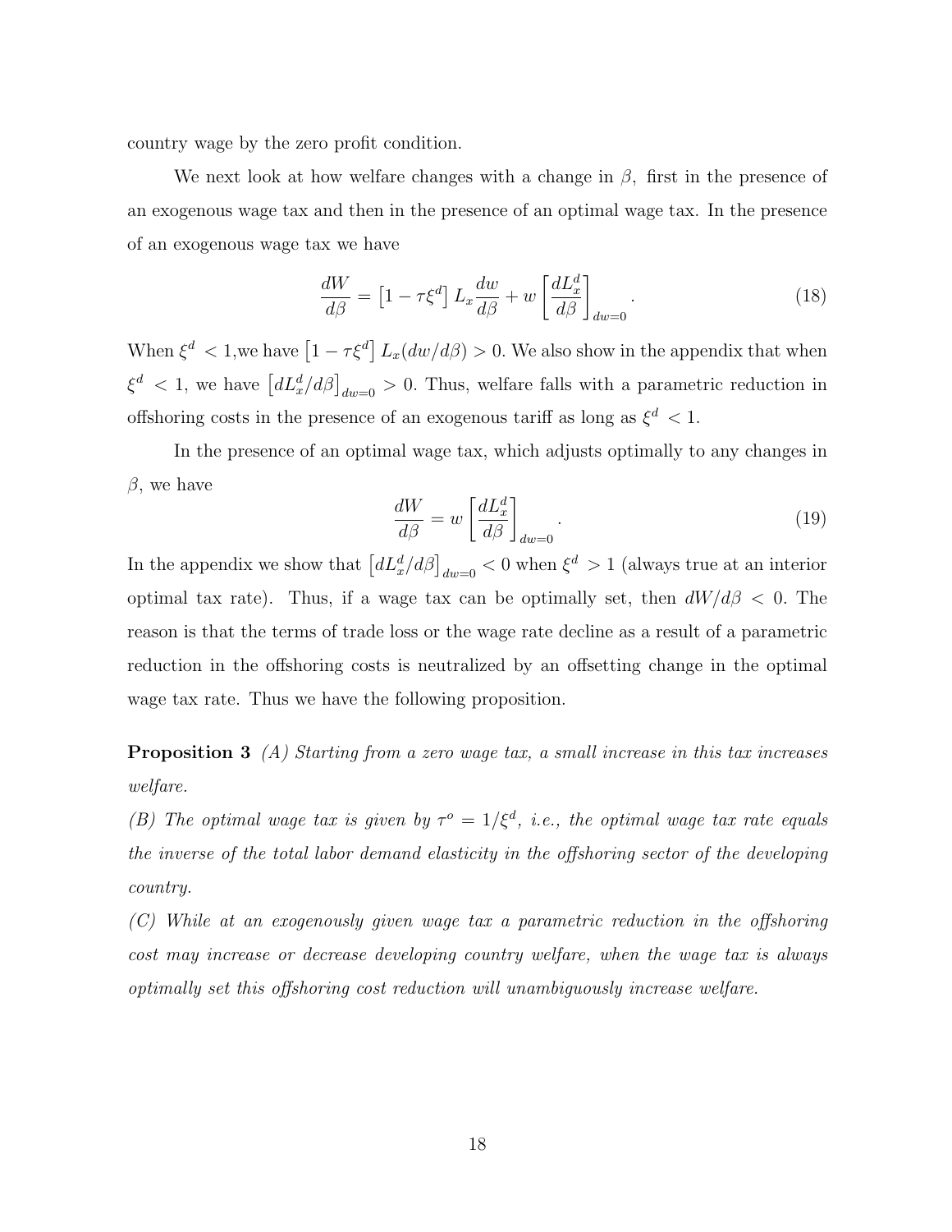country wage by the zero profit condition.

We next look at how welfare changes with a change in $\beta$, first in the presence of an exogenous wage tax and then in the presence of an optimal wage tax. In the presence of an exogenous wage tax we have

$$\frac{dW}{d\beta} = \left[1 - \tau\xi^d\right] L_x \frac{dw}{d\beta} + w \left[\frac{dL_x^d}{d\beta}\right]_{dw=0}. \tag{18}$$

When $\xi^d < 1$,we have $\left[1 - \tau\xi^d\right] L_x(dw/d\beta) > 0$. We also show in the appendix that when $\xi^d < 1$, we have $\left[dL_x^d/d\beta\right]_{dw=0} > 0$. Thus, welfare falls with a parametric reduction in offshoring costs in the presence of an exogenous tariff as long as $\xi^d < 1$.

In the presence of an optimal wage tax, which adjusts optimally to any changes in $\beta$, we have

$$\frac{dW}{d\beta} = w \left[\frac{dL_x^d}{d\beta}\right]_{dw=0}. \tag{19}$$

In the appendix we show that $\left[dL_x^d/d\beta\right]_{dw=0} < 0$ when $\xi^d > 1$ (always true at an interior optimal tax rate). Thus, if a wage tax can be optimally set, then $dW/d\beta < 0$. The reason is that the terms of trade loss or the wage rate decline as a result of a parametric reduction in the offshoring costs is neutralized by an offsetting change in the optimal wage tax rate. Thus we have the following proposition.

**Proposition 3** *(A) Starting from a zero wage tax, a small increase in this tax increases welfare.*

*(B) The optimal wage tax is given by $\tau^o = 1/\xi^d$, i.e., the optimal wage tax rate equals the inverse of the total labor demand elasticity in the offshoring sector of the developing country.*

*(C) While at an exogenously given wage tax a parametric reduction in the offshoring cost may increase or decrease developing country welfare, when the wage tax is always optimally set this offshoring cost reduction will unambiguously increase welfare.*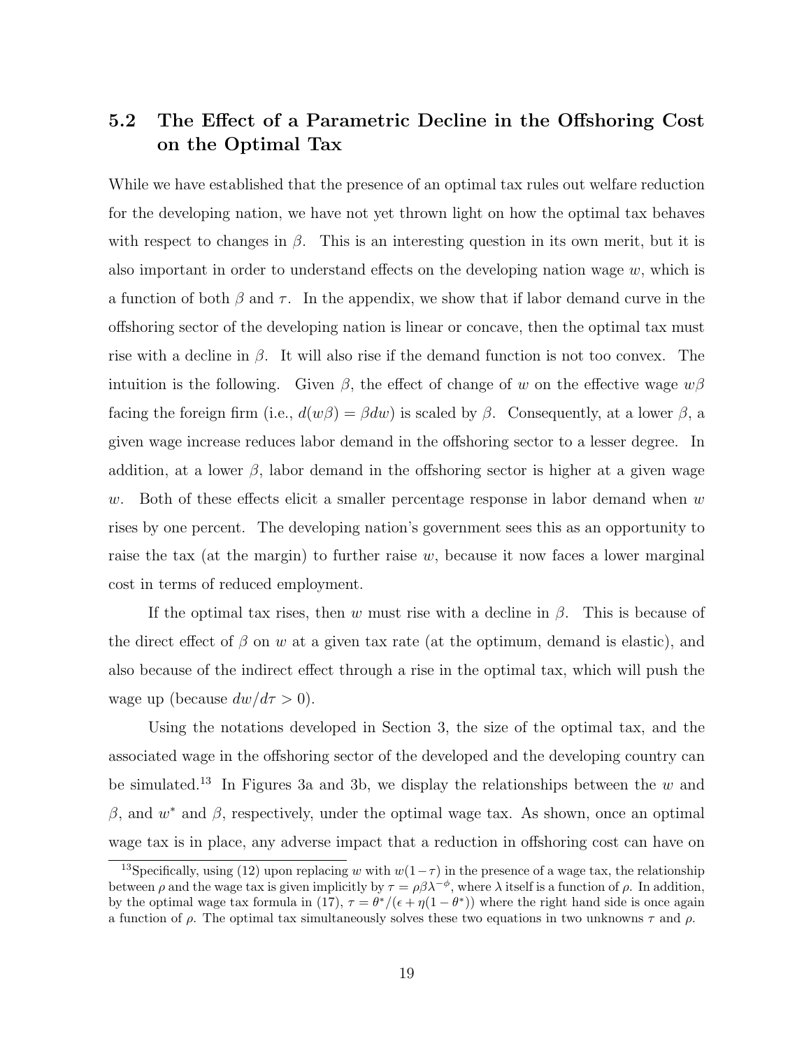## 5.2 The Effect of a Parametric Decline in the Offshoring Cost on the Optimal Tax

While we have established that the presence of an optimal tax rules out welfare reduction for the developing nation, we have not yet thrown light on how the optimal tax behaves with respect to changes in $\beta$. This is an interesting question in its own merit, but it is also important in order to understand effects on the developing nation wage $w$, which is a function of both $\beta$ and $\tau$. In the appendix, we show that if labor demand curve in the offshoring sector of the developing nation is linear or concave, then the optimal tax must rise with a decline in $\beta$. It will also rise if the demand function is not too convex. The intuition is the following. Given $\beta$, the effect of change of $w$ on the effective wage $w\beta$ facing the foreign firm (i.e., $d(w\beta) = \beta dw$) is scaled by $\beta$. Consequently, at a lower $\beta$, a given wage increase reduces labor demand in the offshoring sector to a lesser degree. In addition, at a lower $\beta$, labor demand in the offshoring sector is higher at a given wage $w$. Both of these effects elicit a smaller percentage response in labor demand when $w$ rises by one percent. The developing nation's government sees this as an opportunity to raise the tax (at the margin) to further raise $w$, because it now faces a lower marginal cost in terms of reduced employment.

If the optimal tax rises, then $w$ must rise with a decline in $\beta$. This is because of the direct effect of $\beta$ on $w$ at a given tax rate (at the optimum, demand is elastic), and also because of the indirect effect through a rise in the optimal tax, which will push the wage up (because $dw/d\tau > 0$).

Using the notations developed in Section 3, the size of the optimal tax, and the associated wage in the offshoring sector of the developed and the developing country can be simulated.[13] In Figures 3a and 3b, we display the relationships between the $w$ and $\beta$, and $w^*$ and $\beta$, respectively, under the optimal wage tax. As shown, once an optimal wage tax is in place, any adverse impact that a reduction in offshoring cost can have on

[13]Specifically, using (12) upon replacing $w$ with $w(1-\tau)$ in the presence of a wage tax, the relationship between $\rho$ and the wage tax is given implicitly by $\tau = \rho\beta\lambda^{-\phi}$, where $\lambda$ itself is a function of $\rho$. In addition, by the optimal wage tax formula in (17), $\tau = \theta^*/(\epsilon + \eta(1-\theta^*))$ where the right hand side is once again a function of $\rho$. The optimal tax simultaneously solves these two equations in two unknowns $\tau$ and $\rho$.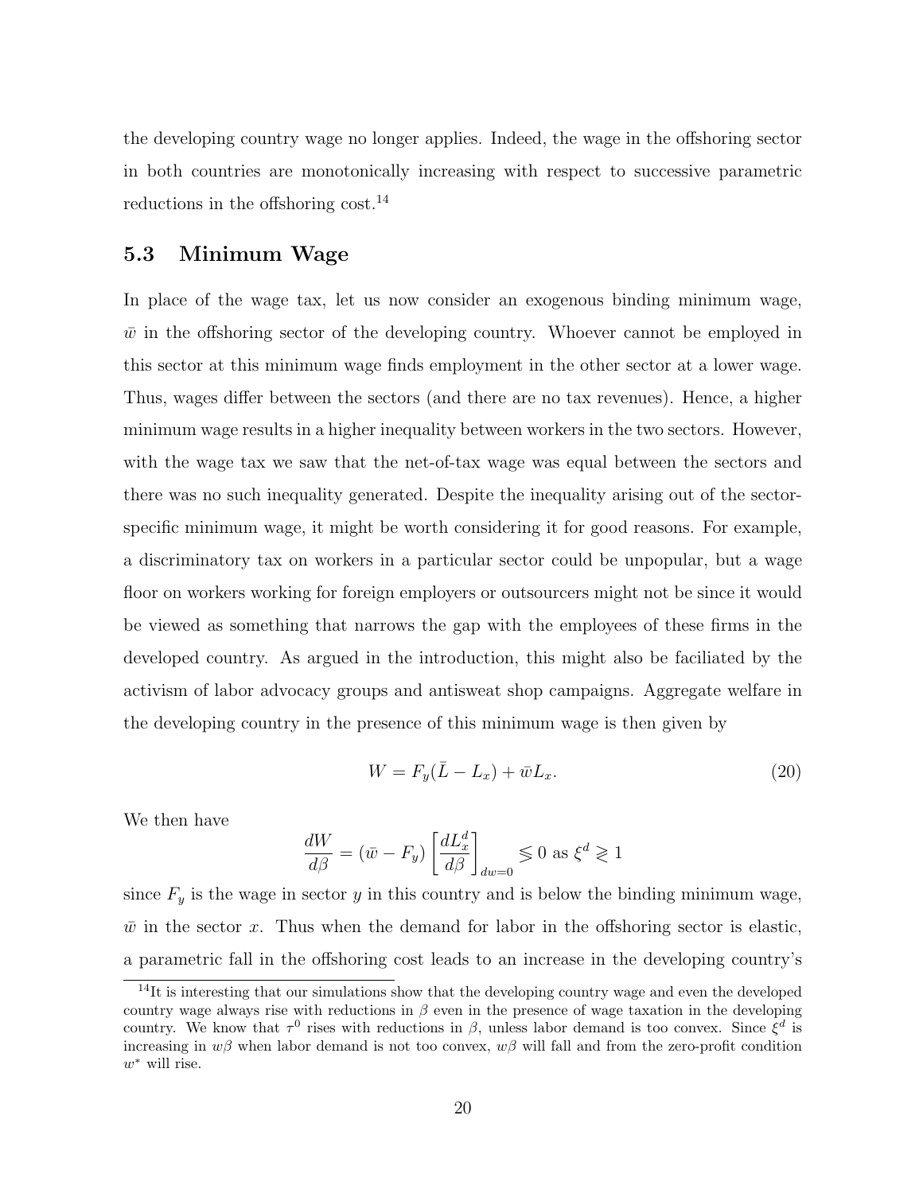the developing country wage no longer applies. Indeed, the wage in the offshoring sector in both countries are monotonically increasing with respect to successive parametric reductions in the offshoring cost.[14]

### 5.3 Minimum Wage

In place of the wage tax, let us now consider an exogenous binding minimum wage, $\bar{w}$ in the offshoring sector of the developing country. Whoever cannot be employed in this sector at this minimum wage finds employment in the other sector at a lower wage. Thus, wages differ between the sectors (and there are no tax revenues). Hence, a higher minimum wage results in a higher inequality between workers in the two sectors. However, with the wage tax we saw that the net-of-tax wage was equal between the sectors and there was no such inequality generated. Despite the inequality arising out of the sector-specific minimum wage, it might be worth considering it for good reasons. For example, a discriminatory tax on workers in a particular sector could be unpopular, but a wage floor on workers working for foreign employers or outsourcers might not be since it would be viewed as something that narrows the gap with the employees of these firms in the developed country. As argued in the introduction, this might also be faciliated by the activism of labor advocacy groups and antisweat shop campaigns. Aggregate welfare in the developing country in the presence of this minimum wage is then given by

$$W = F_y(\bar{L} - L_x) + \bar{w}L_x. \tag{20}$$

We then have

$$\frac{dW}{d\beta} = (\bar{w} - F_y)\left[\frac{dL_x^d}{d\beta}\right]_{dw=0} \lesseqgtr 0 \text{ as } \xi^d \gtreqless 1$$

since $F_y$ is the wage in sector $y$ in this country and is below the binding minimum wage, $\bar{w}$ in the sector $x$. Thus when the demand for labor in the offshoring sector is elastic, a parametric fall in the offshoring cost leads to an increase in the developing country's

[14]It is interesting that our simulations show that the developing country wage and even the developed country wage always rise with reductions in $\beta$ even in the presence of wage taxation in the developing country. We know that $\tau^0$ rises with reductions in $\beta$, unless labor demand is too convex. Since $\xi^d$ is increasing in $w\beta$ when labor demand is not too convex, $w\beta$ will fall and from the zero-profit condition $w^*$ will rise.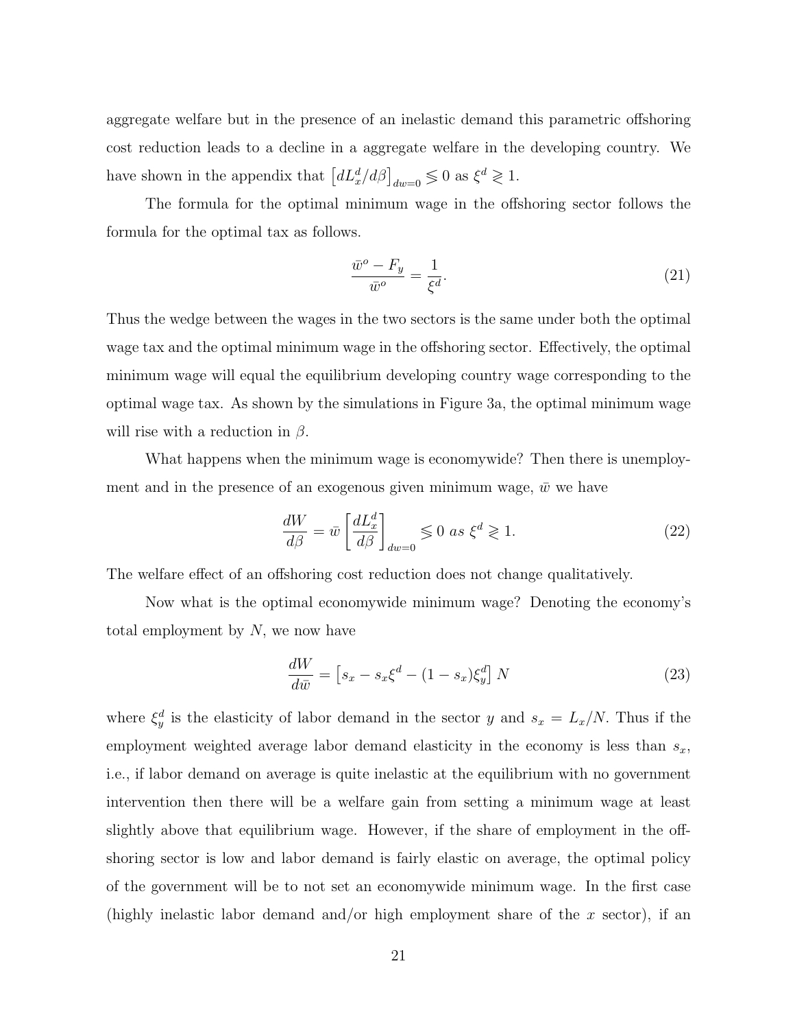aggregate welfare but in the presence of an inelastic demand this parametric offshoring cost reduction leads to a decline in a aggregate welfare in the developing country. We have shown in the appendix that $\left[dL_x^d/d\beta\right]_{dw=0} \lesseqgtr 0$ as $\xi^d \gtreqless 1$.

The formula for the optimal minimum wage in the offshoring sector follows the formula for the optimal tax as follows.

$$\frac{\bar{w}^o - F_y}{\bar{w}^o} = \frac{1}{\xi^d}. \tag{21}$$

Thus the wedge between the wages in the two sectors is the same under both the optimal wage tax and the optimal minimum wage in the offshoring sector. Effectively, the optimal minimum wage will equal the equilibrium developing country wage corresponding to the optimal wage tax. As shown by the simulations in Figure 3a, the optimal minimum wage will rise with a reduction in $\beta$.

What happens when the minimum wage is economywide? Then there is unemployment and in the presence of an exogenous given minimum wage, $\bar{w}$ we have

$$\frac{dW}{d\beta} = \bar{w}\left[\frac{dL_x^d}{d\beta}\right]_{dw=0} \lesseqgtr 0 \ as \ \xi^d \gtreqless 1. \tag{22}$$

The welfare effect of an offshoring cost reduction does not change qualitatively.

Now what is the optimal economywide minimum wage? Denoting the economy's total employment by $N$, we now have

$$\frac{dW}{d\bar{w}} = \left[s_x - s_x\xi^d - (1 - s_x)\xi_y^d\right] N \tag{23}$$

where $\xi_y^d$ is the elasticity of labor demand in the sector $y$ and $s_x = L_x/N$. Thus if the employment weighted average labor demand elasticity in the economy is less than $s_x$, i.e., if labor demand on average is quite inelastic at the equilibrium with no government intervention then there will be a welfare gain from setting a minimum wage at least slightly above that equilibrium wage. However, if the share of employment in the offshoring sector is low and labor demand is fairly elastic on average, the optimal policy of the government will be to not set an economywide minimum wage. In the first case (highly inelastic labor demand and/or high employment share of the $x$ sector), if an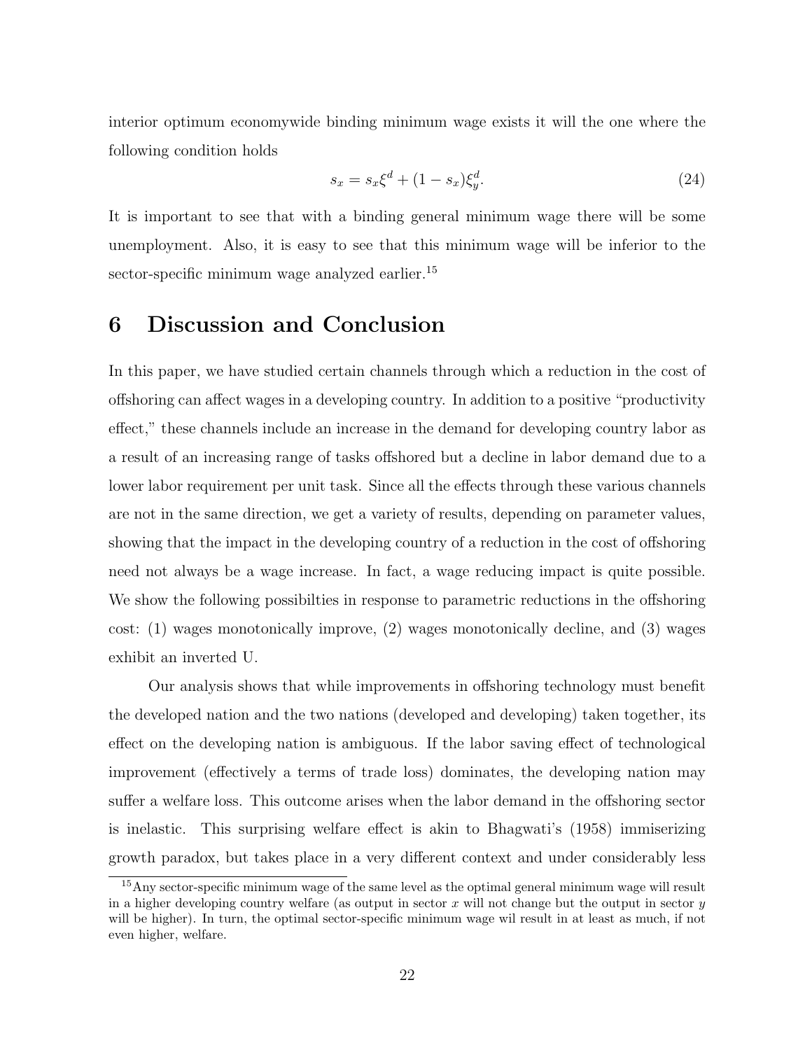interior optimum economywide binding minimum wage exists it will the one where the following condition holds

$$s_x = s_x \xi^d + (1 - s_x)\xi_y^d. \tag{24}$$

It is important to see that with a binding general minimum wage there will be some unemployment. Also, it is easy to see that this minimum wage will be inferior to the sector-specific minimum wage analyzed earlier.[15]

# 6 Discussion and Conclusion

In this paper, we have studied certain channels through which a reduction in the cost of offshoring can affect wages in a developing country. In addition to a positive "productivity effect," these channels include an increase in the demand for developing country labor as a result of an increasing range of tasks offshored but a decline in labor demand due to a lower labor requirement per unit task. Since all the effects through these various channels are not in the same direction, we get a variety of results, depending on parameter values, showing that the impact in the developing country of a reduction in the cost of offshoring need not always be a wage increase. In fact, a wage reducing impact is quite possible. We show the following possibilties in response to parametric reductions in the offshoring cost: (1) wages monotonically improve, (2) wages monotonically decline, and (3) wages exhibit an inverted U.

Our analysis shows that while improvements in offshoring technology must benefit the developed nation and the two nations (developed and developing) taken together, its effect on the developing nation is ambiguous. If the labor saving effect of technological improvement (effectively a terms of trade loss) dominates, the developing nation may suffer a welfare loss. This outcome arises when the labor demand in the offshoring sector is inelastic. This surprising welfare effect is akin to Bhagwati's (1958) immiserizing growth paradox, but takes place in a very different context and under considerably less

[15] Any sector-specific minimum wage of the same level as the optimal general minimum wage will result in a higher developing country welfare (as output in sector $x$ will not change but the output in sector $y$ will be higher). In turn, the optimal sector-specific minimum wage wil result in at least as much, if not even higher, welfare.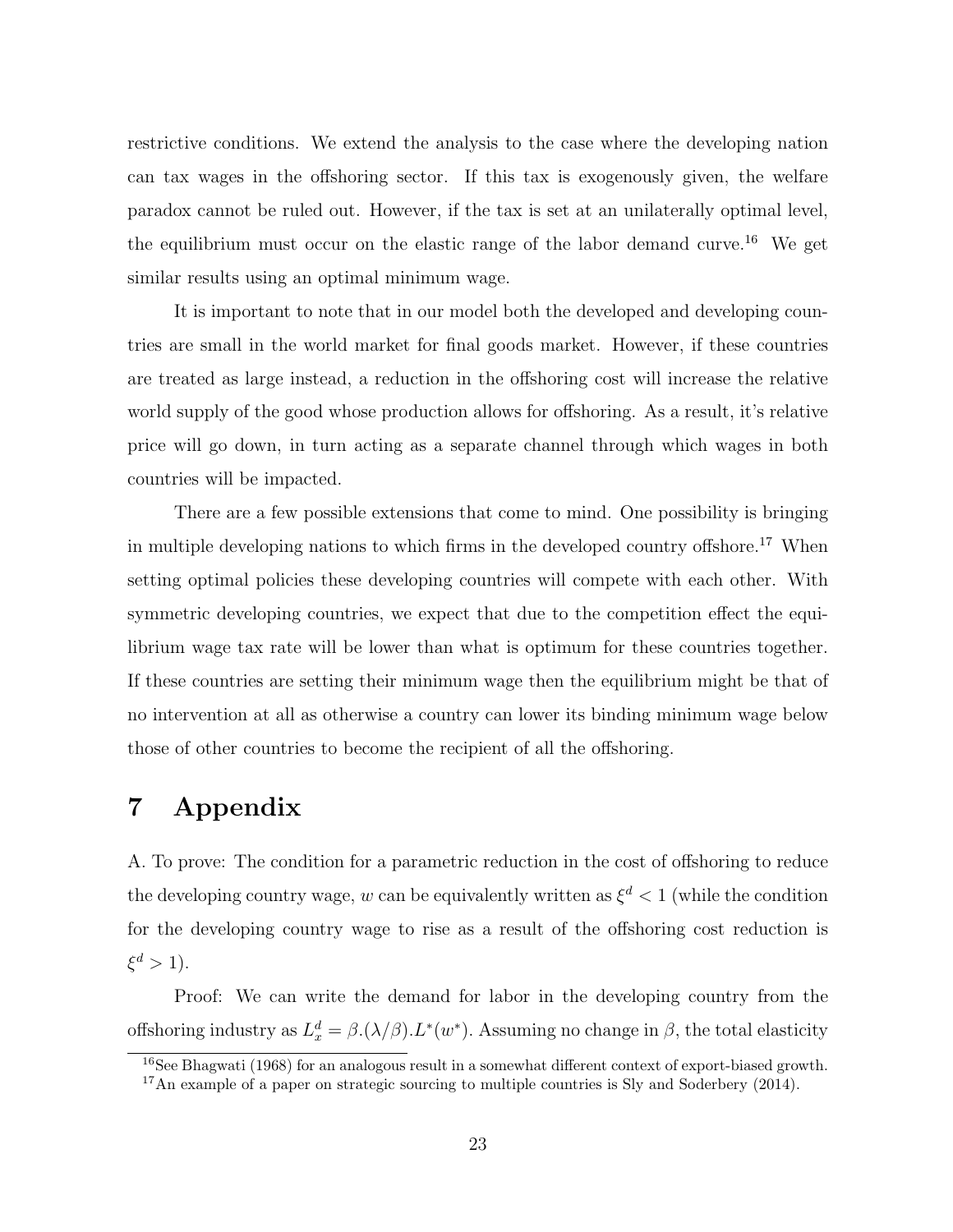restrictive conditions. We extend the analysis to the case where the developing nation can tax wages in the offshoring sector. If this tax is exogenously given, the welfare paradox cannot be ruled out. However, if the tax is set at an unilaterally optimal level, the equilibrium must occur on the elastic range of the labor demand curve.[16] We get similar results using an optimal minimum wage.

It is important to note that in our model both the developed and developing countries are small in the world market for final goods market. However, if these countries are treated as large instead, a reduction in the offshoring cost will increase the relative world supply of the good whose production allows for offshoring. As a result, it's relative price will go down, in turn acting as a separate channel through which wages in both countries will be impacted.

There are a few possible extensions that come to mind. One possibility is bringing in multiple developing nations to which firms in the developed country offshore.[17] When setting optimal policies these developing countries will compete with each other. With symmetric developing countries, we expect that due to the competition effect the equilibrium wage tax rate will be lower than what is optimum for these countries together. If these countries are setting their minimum wage then the equilibrium might be that of no intervention at all as otherwise a country can lower its binding minimum wage below those of other countries to become the recipient of all the offshoring.

# 7 Appendix

A. To prove: The condition for a parametric reduction in the cost of offshoring to reduce the developing country wage, $w$ can be equivalently written as $\xi^d < 1$ (while the condition for the developing country wage to rise as a result of the offshoring cost reduction is $\xi^d > 1$).

Proof: We can write the demand for labor in the developing country from the offshoring industry as $L_x^d = \beta.(\lambda/\beta).L^*(w^*)$. Assuming no change in $\beta$, the total elasticity

[16] See Bhagwati (1968) for an analogous result in a somewhat different context of export-biased growth.

[17] An example of a paper on strategic sourcing to multiple countries is Sly and Soderbery (2014).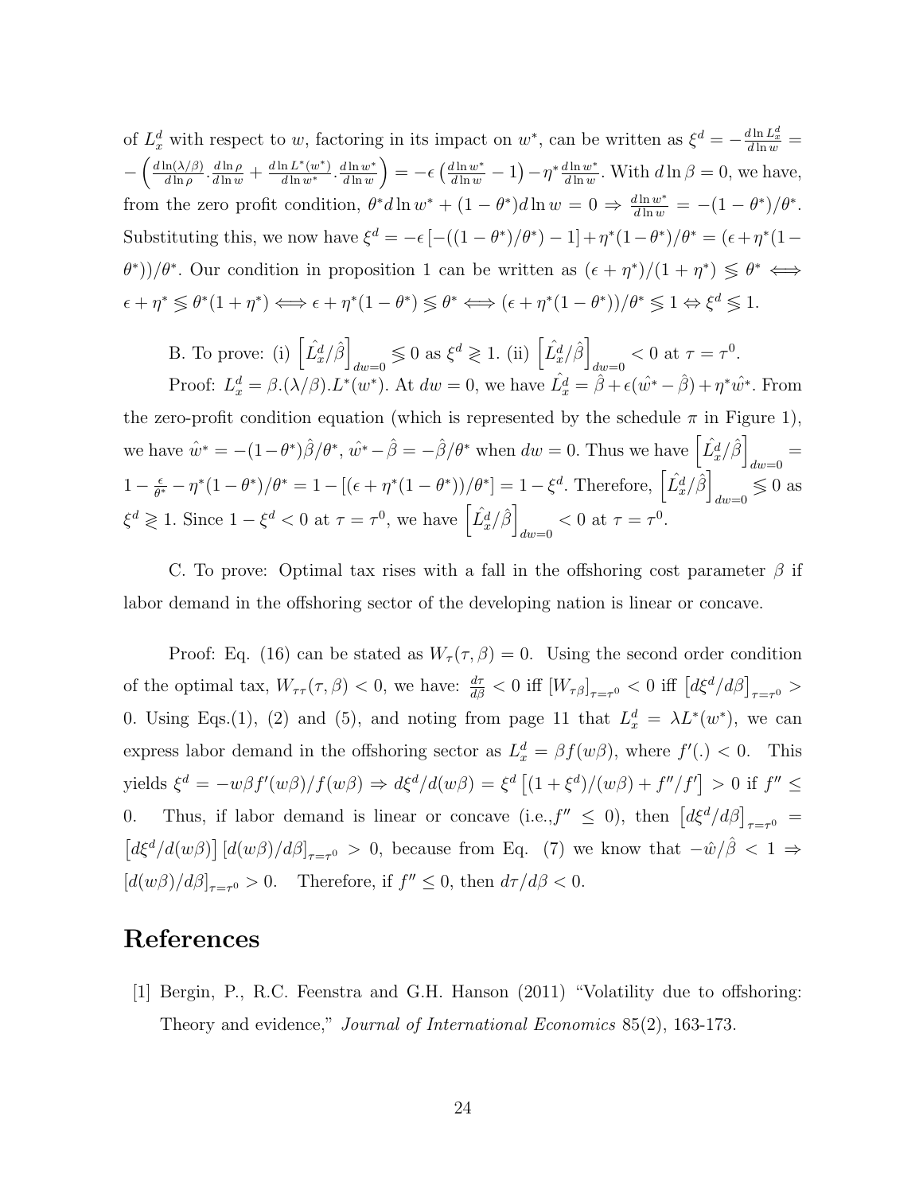of $L_x^d$ with respect to $w$, factoring in its impact on $w^*$, can be written as $\xi^d = -\frac{d\ln L_x^d}{d\ln w} = -\left(\frac{d\ln(\lambda/\beta)}{d\ln\rho}\cdot\frac{d\ln\rho}{d\ln w} + \frac{d\ln L^*(w^*)}{d\ln w^*}\cdot\frac{d\ln w^*}{d\ln w}\right) = -\epsilon\left(\frac{d\ln w^*}{d\ln w} - 1\right) - \eta^*\frac{d\ln w^*}{d\ln w}$. With $d\ln\beta = 0$, we have, from the zero profit condition, $\theta^* d\ln w^* + (1-\theta^*)d\ln w = 0 \Rightarrow \frac{d\ln w^*}{d\ln w} = -(1-\theta^*)/\theta^*$. Substituting this, we now have $\xi^d = -\epsilon\left[-((1-\theta^*)/\theta^*) - 1\right] + \eta^*(1-\theta^*)/\theta^* = (\epsilon + \eta^*(1-\theta^*))/\theta^*$. Our condition in proposition 1 can be written as $(\epsilon+\eta^*)/(1+\eta^*) \lesseqgtr \theta^* \iff \epsilon + \eta^* \lesseqgtr \theta^*(1+\eta^*) \iff \epsilon + \eta^*(1-\theta^*) \lesseqgtr \theta^* \iff (\epsilon+\eta^*(1-\theta^*))/\theta^* \lesseqgtr 1 \Leftrightarrow \xi^d \lesseqgtr 1$.

B. To prove: (i) $\left[\hat{L_x^d}/\hat{\beta}\right]_{dw=0} \lesseqgtr 0$ as $\xi^d \gtreqless 1$. (ii) $\left[\hat{L_x^d}/\hat{\beta}\right]_{dw=0} < 0$ at $\tau = \tau^0$.

Proof: $L_x^d = \beta.(\lambda/\beta).L^*(w^*)$. At $dw = 0$, we have $\hat{L_x^d} = \hat{\beta} + \epsilon(\hat{w^*} - \hat{\beta}) + \eta^*\hat{w^*}$. From the zero-profit condition equation (which is represented by the schedule $\pi$ in Figure 1), we have $\hat{w^*} = -(1-\theta^*)\hat{\beta}/\theta^*$, $\hat{w^*} - \hat{\beta} = -\hat{\beta}/\theta^*$ when $dw = 0$. Thus we have $\left[\hat{L_x^d}/\hat{\beta}\right]_{dw=0} = 1 - \frac{\epsilon}{\theta^*} - \eta^*(1-\theta^*)/\theta^* = 1 - [(\epsilon + \eta^*(1-\theta^*))/\theta^*] = 1 - \xi^d$. Therefore, $\left[\hat{L_x^d}/\hat{\beta}\right]_{dw=0} \lesseqgtr 0$ as $\xi^d \gtreqless 1$. Since $1 - \xi^d < 0$ at $\tau = \tau^0$, we have $\left[\hat{L_x^d}/\hat{\beta}\right]_{dw=0} < 0$ at $\tau = \tau^0$.

C. To prove: Optimal tax rises with a fall in the offshoring cost parameter $\beta$ if labor demand in the offshoring sector of the developing nation is linear or concave.

Proof: Eq. (16) can be stated as $W_\tau(\tau,\beta) = 0$. Using the second order condition of the optimal tax, $W_{\tau\tau}(\tau,\beta) < 0$, we have: $\frac{d\tau}{d\beta} < 0$ iff $[W_{\tau\beta}]_{\tau=\tau^0} < 0$ iff $\left[d\xi^d/d\beta\right]_{\tau=\tau^0} > 0$. Using Eqs.(1), (2) and (5), and noting from page 11 that $L_x^d = \lambda L^*(w^*)$, we can express labor demand in the offshoring sector as $L_x^d = \beta f(w\beta)$, where $f'(.) < 0$. This yields $\xi^d = -w\beta f'(w\beta)/f(w\beta) \Rightarrow d\xi^d/d(w\beta) = \xi^d\left[(1+\xi^d)/(w\beta) + f''/f'\right] > 0$ if $f'' \leq 0$. Thus, if labor demand is linear or concave (i.e.,$f'' \leq 0$), then $\left[d\xi^d/d\beta\right]_{\tau=\tau^0} = \left[d\xi^d/d(w\beta)\right]\left[d(w\beta)/d\beta\right]_{\tau=\tau^0} > 0$, because from Eq. (7) we know that $-\hat{w}/\hat{\beta} < 1 \Rightarrow \left[d(w\beta)/d\beta\right]_{\tau=\tau^0} > 0$. Therefore, if $f'' \leq 0$, then $d\tau/d\beta < 0$.

# References

[1] Bergin, P., R.C. Feenstra and G.H. Hanson (2011) "Volatility due to offshoring: Theory and evidence," *Journal of International Economics* 85(2), 163-173.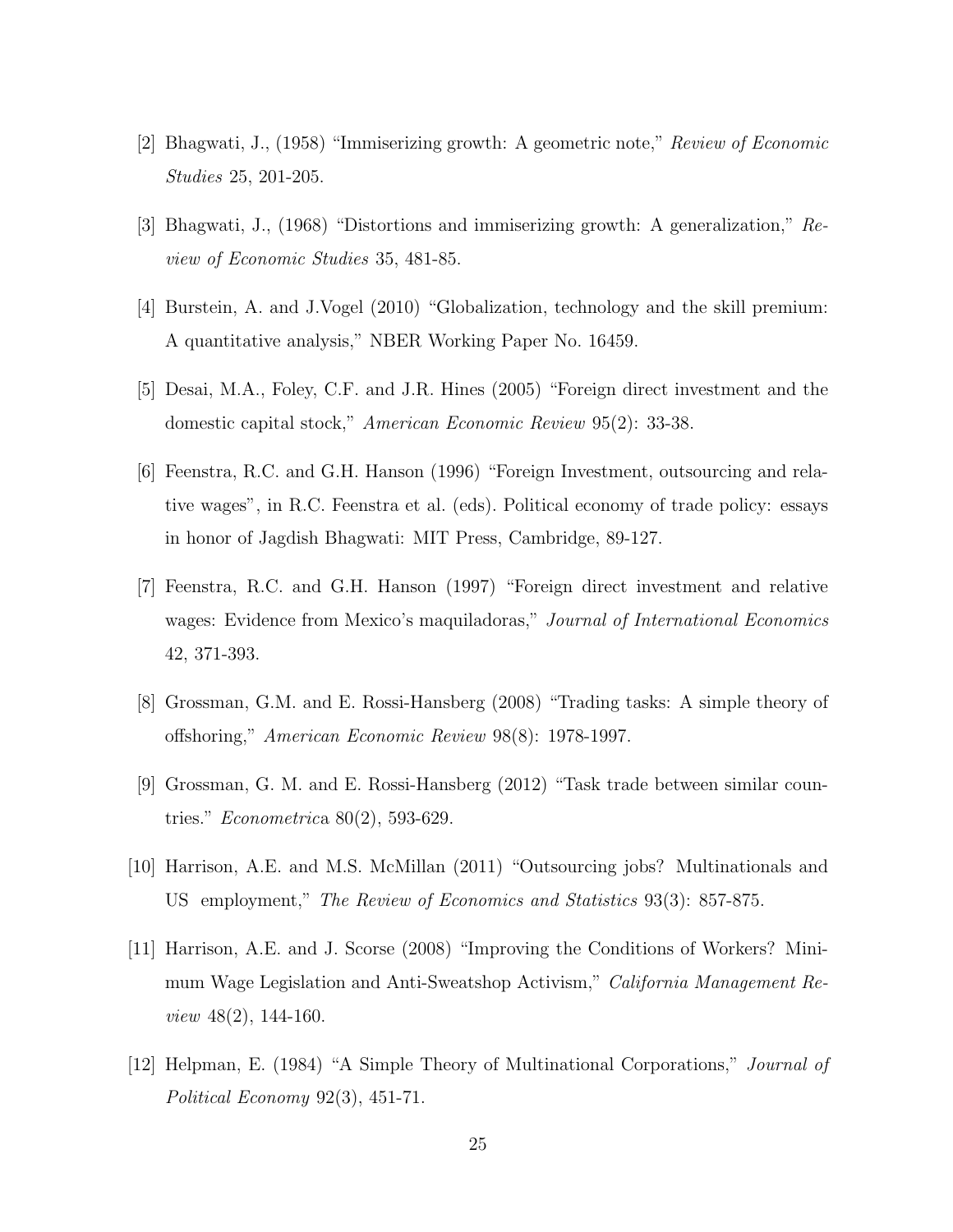[2] Bhagwati, J., (1958) "Immiserizing growth: A geometric note," *Review of Economic Studies* 25, 201-205.

[3] Bhagwati, J., (1968) "Distortions and immiserizing growth: A generalization," *Review of Economic Studies* 35, 481-85.

[4] Burstein, A. and J.Vogel (2010) "Globalization, technology and the skill premium: A quantitative analysis," NBER Working Paper No. 16459.

[5] Desai, M.A., Foley, C.F. and J.R. Hines (2005) "Foreign direct investment and the domestic capital stock," *American Economic Review* 95(2): 33-38.

[6] Feenstra, R.C. and G.H. Hanson (1996) "Foreign Investment, outsourcing and relative wages", in R.C. Feenstra et al. (eds). Political economy of trade policy: essays in honor of Jagdish Bhagwati: MIT Press, Cambridge, 89-127.

[7] Feenstra, R.C. and G.H. Hanson (1997) "Foreign direct investment and relative wages: Evidence from Mexico's maquiladoras," *Journal of International Economics* 42, 371-393.

[8] Grossman, G.M. and E. Rossi-Hansberg (2008) "Trading tasks: A simple theory of offshoring," *American Economic Review* 98(8): 1978-1997.

[9] Grossman, G. M. and E. Rossi-Hansberg (2012) "Task trade between similar countries." *Econometrica* 80(2), 593-629.

[10] Harrison, A.E. and M.S. McMillan (2011) "Outsourcing jobs? Multinationals and US employment," *The Review of Economics and Statistics* 93(3): 857-875.

[11] Harrison, A.E. and J. Scorse (2008) "Improving the Conditions of Workers? Minimum Wage Legislation and Anti-Sweatshop Activism," *California Management Review* 48(2), 144-160.

[12] Helpman, E. (1984) "A Simple Theory of Multinational Corporations," *Journal of Political Economy* 92(3), 451-71.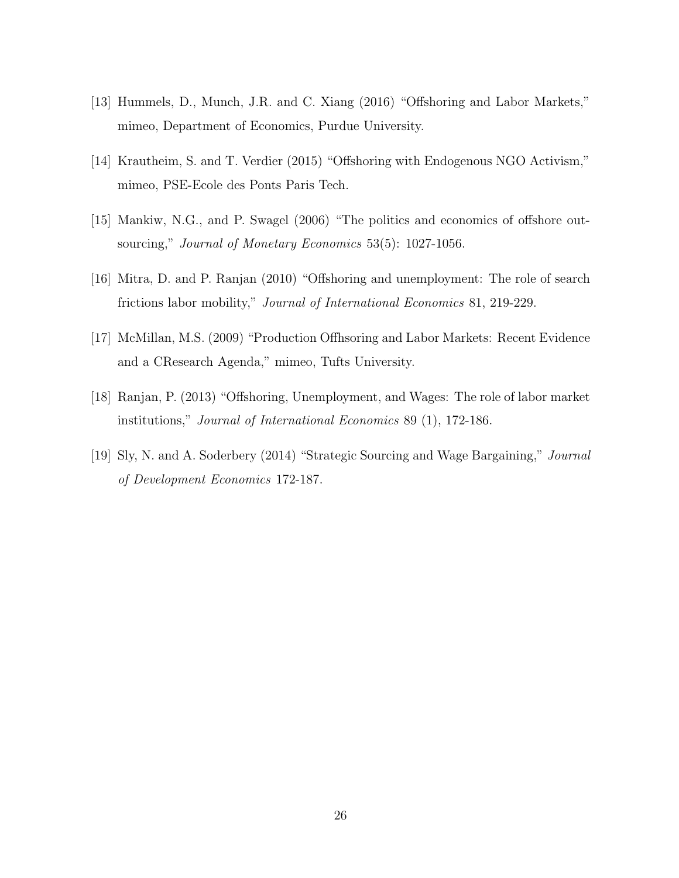[13] Hummels, D., Munch, J.R. and C. Xiang (2016) "Offshoring and Labor Markets," mimeo, Department of Economics, Purdue University.

[14] Krautheim, S. and T. Verdier (2015) "Offshoring with Endogenous NGO Activism," mimeo, PSE-Ecole des Ponts Paris Tech.

[15] Mankiw, N.G., and P. Swagel (2006) "The politics and economics of offshore outsourcing," *Journal of Monetary Economics* 53(5): 1027-1056.

[16] Mitra, D. and P. Ranjan (2010) "Offshoring and unemployment: The role of search frictions labor mobility," *Journal of International Economics* 81, 219-229.

[17] McMillan, M.S. (2009) "Production Offhsoring and Labor Markets: Recent Evidence and a CResearch Agenda," mimeo, Tufts University.

[18] Ranjan, P. (2013) "Offshoring, Unemployment, and Wages: The role of labor market institutions," *Journal of International Economics* 89 (1), 172-186.

[19] Sly, N. and A. Soderbery (2014) "Strategic Sourcing and Wage Bargaining," *Journal of Development Economics* 172-187.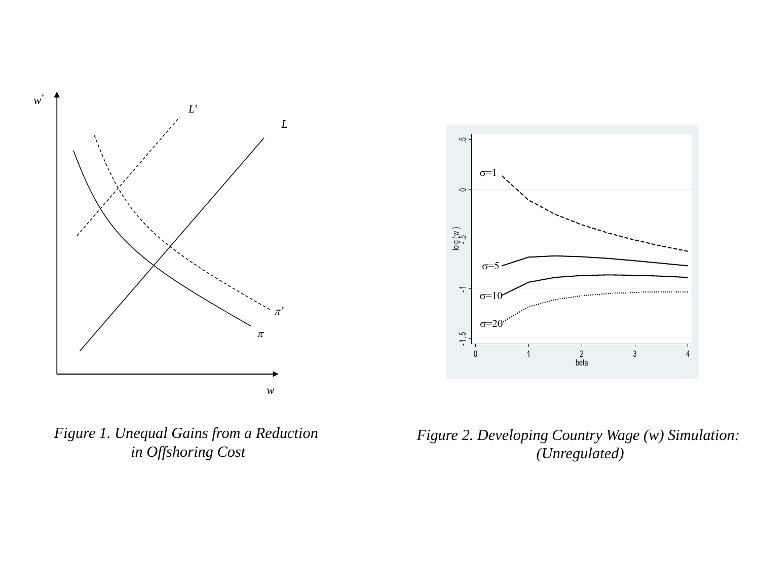*Figure 1. Unequal Gains from a Reduction in Offshoring Cost*

*Figure 2. Developing Country Wage (w) Simulation: (Unregulated)*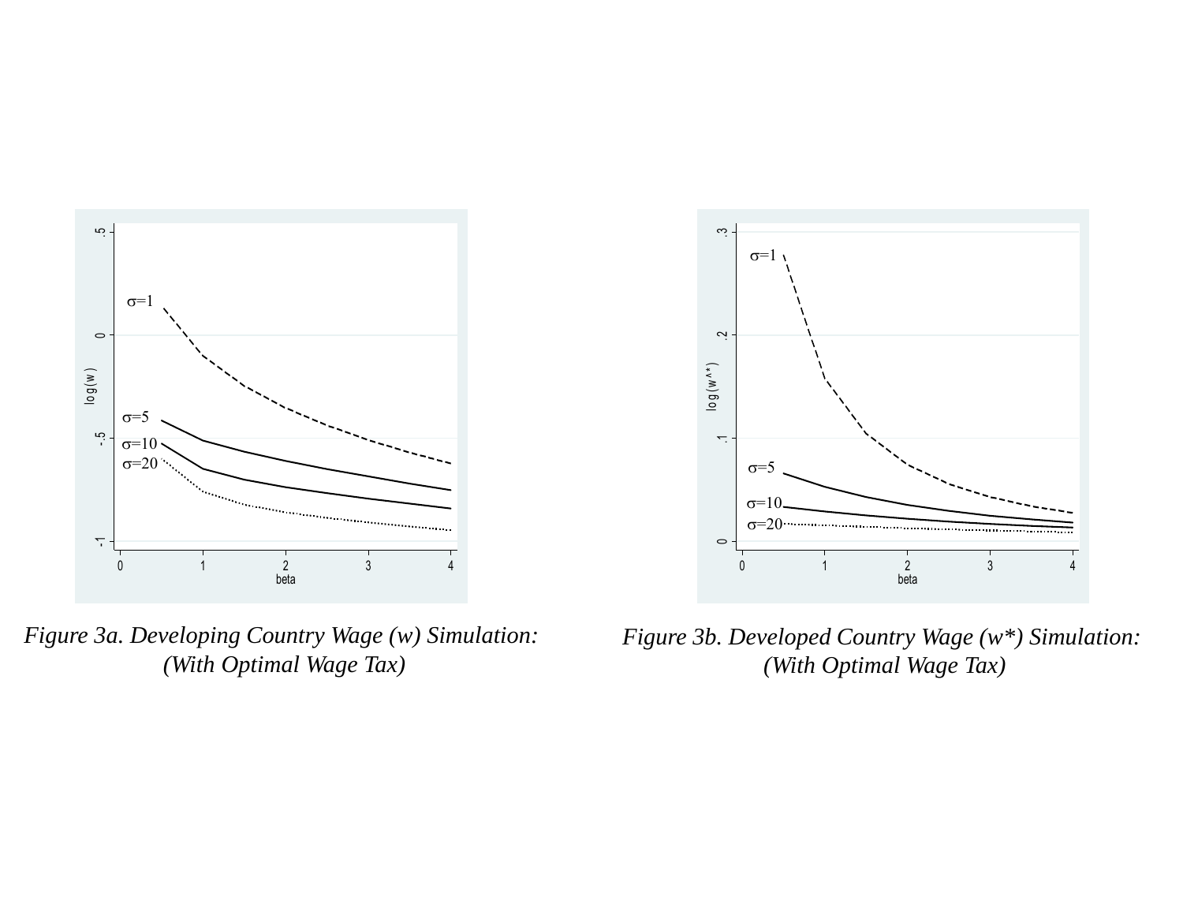.5

0

-.5

-1

log(w)

σ=1

σ=5

σ=10

σ=20

0 1 2 3 4

beta

*Figure 3a. Developing Country Wage (w) Simulation: (With Optimal Wage Tax)*

.3

.2

.1

0

log(w^*)

σ=1

σ=5

σ=10

σ=20

0 1 2 3 4

beta

*Figure 3b. Developed Country Wage (w\*) Simulation: (With Optimal Wage Tax)*